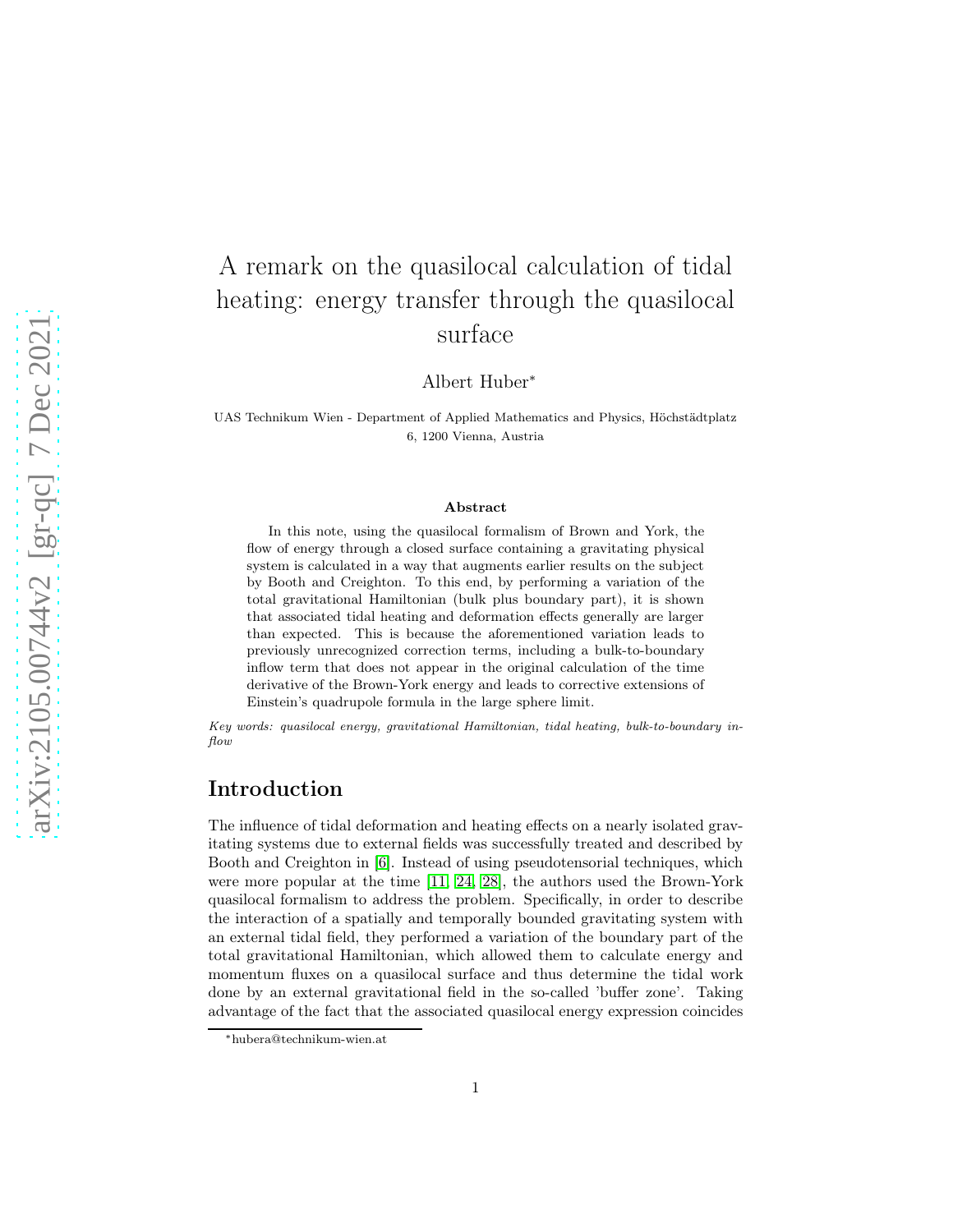# A remark on the quasilocal calculation of tidal heating: energy transfer through the quasilocal surface

Albert Huber*

UAS Technikum Wien - Department of Applied Mathematics and Physics, Höchstädtplatz 6, 1200 Vienna, Austria

### Abstract

In this note, using the quasilocal formalism of Brown and York, the flow of energy through a closed surface containing a gravitating physical system is calculated in a way that augments earlier results on the subject by Booth and Creighton. To this end, by performing a variation of the total gravitational Hamiltonian (bulk plus boundary part), it is shown that associated tidal heating and deformation effects generally are larger than expected. This is because the aforementioned variation leads to previously unrecognized correction terms, including a bulk-to-boundary inflow term that does not appear in the original calculation of the time derivative of the Brown-York energy and leads to corrective extensions of Einstein's quadrupole formula in the large sphere limit.

*Key words: quasilocal energy, gravitational Hamiltonian, tidal heating, bulk-to-boundary inflow*

## Introduction

The influence of tidal deformation and heating effects on a nearly isolated gravitating systems due to external fields was successfully treated and described by Booth and Creighton in [6]. Instead of using pseudotensorial techniques, which were more popular at the time [11, 24, 28], the authors used the Brown-York quasilocal formalism to address the problem. Specifically, in order to describe the interaction of a spatially and temporally bounded gravitating system with an external tidal field, they performed a variation of the boundary part of the total gravitational Hamiltonian, which allowed them to calculate energy and momentum fluxes on a quasilocal surface and thus determine the tidal work done by an external gravitational field in the so-called 'buffer zone'. Taking advantage of the fact that the associated quasilocal energy expression coincides

*hubera@technikum-wien.at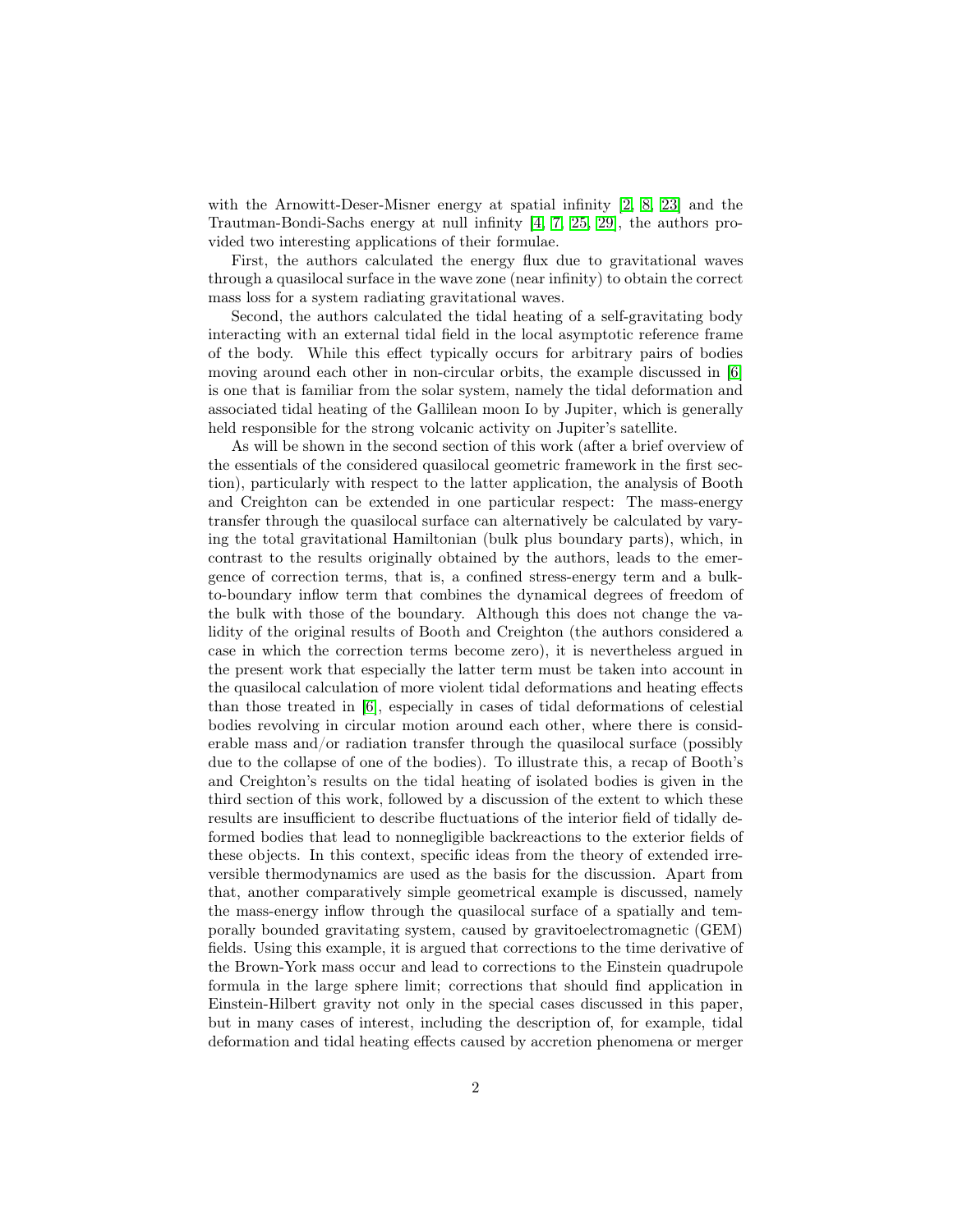with the Arnowitt-Deser-Misner energy at spatial infinity [2, 8, 23] and the Trautman-Bondi-Sachs energy at null infinity [4, 7, 25, 29], the authors provided two interesting applications of their formulae.

First, the authors calculated the energy flux due to gravitational waves through a quasilocal surface in the wave zone (near infinity) to obtain the correct mass loss for a system radiating gravitational waves.

Second, the authors calculated the tidal heating of a self-gravitating body interacting with an external tidal field in the local asymptotic reference frame of the body. While this effect typically occurs for arbitrary pairs of bodies moving around each other in non-circular orbits, the example discussed in [6] is one that is familiar from the solar system, namely the tidal deformation and associated tidal heating of the Gallilean moon Io by Jupiter, which is generally held responsible for the strong volcanic activity on Jupiter's satellite.

As will be shown in the second section of this work (after a brief overview of the essentials of the considered quasilocal geometric framework in the first section), particularly with respect to the latter application, the analysis of Booth and Creighton can be extended in one particular respect: The mass-energy transfer through the quasilocal surface can alternatively be calculated by varying the total gravitational Hamiltonian (bulk plus boundary parts), which, in contrast to the results originally obtained by the authors, leads to the emergence of correction terms, that is, a confined stress-energy term and a bulk-to-boundary inflow term that combines the dynamical degrees of freedom of the bulk with those of the boundary. Although this does not change the validity of the original results of Booth and Creighton (the authors considered a case in which the correction terms become zero), it is nevertheless argued in the present work that especially the latter term must be taken into account in the quasilocal calculation of more violent tidal deformations and heating effects than those treated in [6], especially in cases of tidal deformations of celestial bodies revolving in circular motion around each other, where there is considerable mass and/or radiation transfer through the quasilocal surface (possibly due to the collapse of one of the bodies). To illustrate this, a recap of Booth's and Creighton's results on the tidal heating of isolated bodies is given in the third section of this work, followed by a discussion of the extent to which these results are insufficient to describe fluctuations of the interior field of tidally deformed bodies that lead to nonnegligible backreactions to the exterior fields of these objects. In this context, specific ideas from the theory of extended irreversible thermodynamics are used as the basis for the discussion. Apart from that, another comparatively simple geometrical example is discussed, namely the mass-energy inflow through the quasilocal surface of a spatially and temporally bounded gravitating system, caused by gravitoelectromagnetic (GEM) fields. Using this example, it is argued that corrections to the time derivative of the Brown-York mass occur and lead to corrections to the Einstein quadrupole formula in the large sphere limit; corrections that should find application in Einstein-Hilbert gravity not only in the special cases discussed in this paper, but in many cases of interest, including the description of, for example, tidal deformation and tidal heating effects caused by accretion phenomena or merger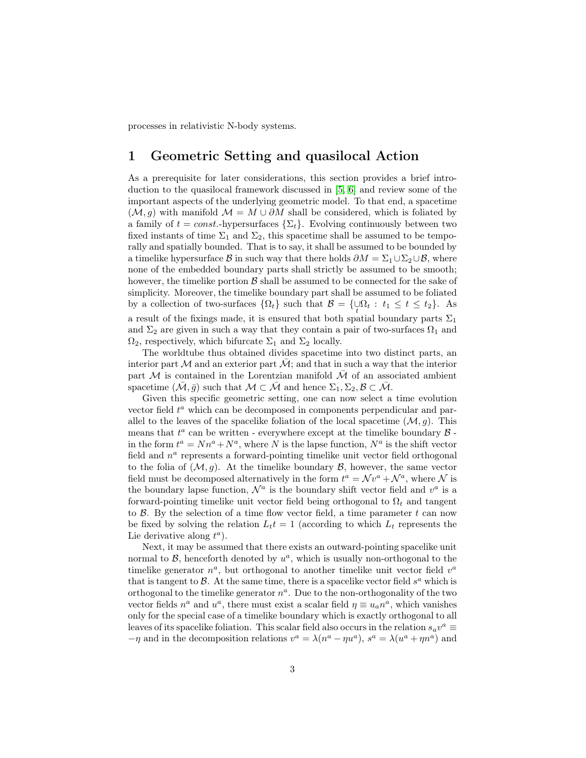processes in relativistic N-body systems.

# 1 Geometric Setting and quasilocal Action

As a prerequisite for later considerations, this section provides a brief introduction to the quasilocal framework discussed in [5, 6] and review some of the important aspects of the underlying geometric model. To that end, a spacetime $(\mathcal{M}, g)$ with manifold $\mathcal{M} = M \cup \partial M$ shall be considered, which is foliated by a family of $t = const.$-hypersurfaces $\{\Sigma_t\}$. Evolving continuously between two fixed instants of time $\Sigma_1$ and $\Sigma_2$, this spacetime shall be assumed to be temporally and spatially bounded. That is to say, it shall be assumed to be bounded by a timelike hypersurface $\mathcal{B}$ in such way that there holds $\partial M = \Sigma_1 \cup \Sigma_2 \cup \mathcal{B}$, where none of the embedded boundary parts shall strictly be assumed to be smooth; however, the timelike portion $\mathcal{B}$ shall be assumed to be connected for the sake of simplicity. Moreover, the timelike boundary part shall be assumed to be foliated by a collection of two-surfaces $\{\Omega_t\}$ such that $\mathcal{B} = \{\underset{t}{\cup}\Omega_t : t_1 \leq t \leq t_2\}$. As a result of the fixings made, it is ensured that both spatial boundary parts $\Sigma_1$ and $\Sigma_2$ are given in such a way that they contain a pair of two-surfaces $\Omega_1$ and $\Omega_2$, respectively, which bifurcate $\Sigma_1$ and $\Sigma_2$ locally.

The worldtube thus obtained divides spacetime into two distinct parts, an interior part $\mathcal{M}$ and an exterior part $\bar{\mathcal{M}}$; and that in such a way that the interior part $\mathcal{M}$ is contained in the Lorentzian manifold $\bar{\mathcal{M}}$ of an associated ambient spacetime $(\bar{\mathcal{M}}, \bar{g})$ such that $\mathcal{M} \subset \bar{\mathcal{M}}$ and hence $\Sigma_1, \Sigma_2, \mathcal{B} \subset \bar{\mathcal{M}}$.

Given this specific geometric setting, one can now select a time evolution vector field $t^a$ which can be decomposed in components perpendicular and parallel to the leaves of the spacelike foliation of the local spacetime $(\mathcal{M}, g)$. This means that $t^a$ can be written - everywhere except at the timelike boundary $\mathcal{B}$ - in the form $t^a = Nn^a + N^a$, where $N$ is the lapse function, $N^a$ is the shift vector field and $n^a$ represents a forward-pointing timelike unit vector field orthogonal to the folia of $(\mathcal{M}, g)$. At the timelike boundary $\mathcal{B}$, however, the same vector field must be decomposed alternatively in the form $t^a = \mathcal{N}v^a + \mathcal{N}^a$, where $\mathcal{N}$ is the boundary lapse function, $\mathcal{N}^a$ is the boundary shift vector field and $v^a$ is a forward-pointing timelike unit vector field being orthogonal to $\Omega_t$ and tangent to $\mathcal{B}$. By the selection of a time flow vector field, a time parameter $t$ can now be fixed by solving the relation $L_t t = 1$ (according to which $L_t$ represents the Lie derivative along $t^a$).

Next, it may be assumed that there exists an outward-pointing spacelike unit normal to $\mathcal{B}$, henceforth denoted by $u^a$, which is usually non-orthogonal to the timelike generator $n^a$, but orthogonal to another timelike unit vector field $v^a$ that is tangent to $\mathcal{B}$. At the same time, there is a spacelike vector field $s^a$ which is orthogonal to the timelike generator $n^a$. Due to the non-orthogonality of the two vector fields $n^a$ and $u^a$, there must exist a scalar field $\eta \equiv u_a n^a$, which vanishes only for the special case of a timelike boundary which is exactly orthogonal to all leaves of its spacelike foliation. This scalar field also occurs in the relation $s_a v^a \equiv -\eta$ and in the decomposition relations $v^a = \lambda(n^a - \eta u^a)$, $s^a = \lambda(u^a + \eta n^a)$ and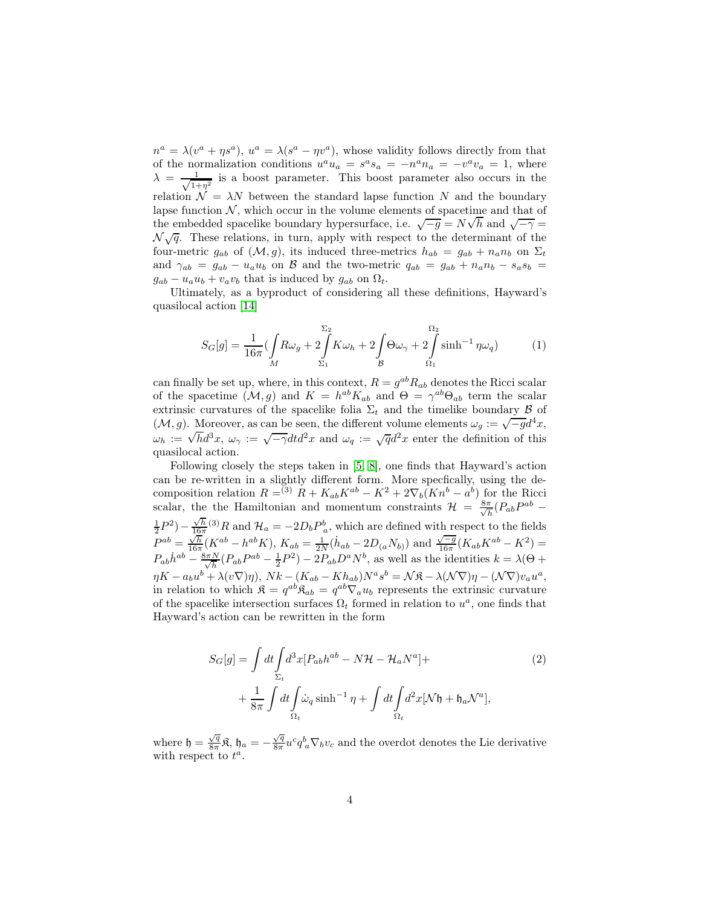$n^a = \lambda(v^a + \eta s^a)$, $u^a = \lambda(s^a - \eta v^a)$, whose validity follows directly from that of the normalization conditions $u^a u_a = s^a s_a = -n^a n_a = -v^a v_a = 1$, where $\lambda = \frac{1}{\sqrt{1+\eta^2}}$ is a boost parameter. This boost parameter also occurs in the relation $\mathcal{N} = \lambda N$ between the standard lapse function $N$ and the boundary lapse function $\mathcal{N}$, which occur in the volume elements of spacetime and that of the embedded spacelike boundary hypersurface, i.e. $\sqrt{-g} = N\sqrt{h}$ and $\sqrt{-\gamma} = \mathcal{N}\sqrt{q}$. These relations, in turn, apply with respect to the determinant of the four-metric $g_{ab}$ of $(\mathcal{M}, g)$, its induced three-metrics $h_{ab} = g_{ab} + n_a n_b$ on $\Sigma_t$ and $\gamma_{ab} = g_{ab} - u_a u_b$ on $\mathcal{B}$ and the two-metric $q_{ab} = g_{ab} + n_a n_b - s_a s_b = g_{ab} - u_a u_b + v_a v_b$ that is induced by $g_{ab}$ on $\Omega_t$.

Ultimately, as a byproduct of considering all these definitions, Hayward's quasilocal action [14]

$$S_G[g] = \frac{1}{16\pi}\Big(\int_M R\omega_g + 2\int_{\Sigma_1}^{\Sigma_2} K\omega_h + 2\int_{\mathcal{B}} \Theta\omega_\gamma + 2\int_{\Omega_1}^{\Omega_2} \sinh^{-1}\eta\,\omega_q\Big) \tag{1}$$

can finally be set up, where, in this context, $R = g^{ab}R_{ab}$ denotes the Ricci scalar of the spacetime $(\mathcal{M}, g)$ and $K = h^{ab}K_{ab}$ and $\Theta = \gamma^{ab}\Theta_{ab}$ term the scalar extrinsic curvatures of the spacelike folia $\Sigma_t$ and the timelike boundary $\mathcal{B}$ of $(\mathcal{M}, g)$. Moreover, as can be seen, the different volume elements $\omega_g := \sqrt{-g}d^4x$, $\omega_h := \sqrt{h}d^3x$, $\omega_\gamma := \sqrt{-\gamma}dtd^2x$ and $\omega_q := \sqrt{q}d^2x$ enter the definition of this quasilocal action.

Following closely the steps taken in [5, 8], one finds that Hayward's action can be re-written in a slightly different form. More specfically, using the decomposition relation $R = {}^{(3)}R + K_{ab}K^{ab} - K^2 + 2\nabla_b(Kn^b - a^b)$ for the Ricci scalar, the the Hamiltonian and momentum constraints $\mathcal{H} = \frac{8\pi}{\sqrt{h}}(P_{ab}P^{ab} - \frac{1}{2}P^2) - \frac{\sqrt{h}}{16\pi}{}^{(3)}R$ and $\mathcal{H}_a = -2D_bP^b_{\ a}$, which are defined with respect to the fields $P^{ab} = \frac{\sqrt{h}}{16\pi}(K^{ab} - h^{ab}K)$, $K_{ab} = \frac{1}{2N}(\dot{h}_{ab} - 2D_{(a}N_{b)})$ and $\frac{\sqrt{-g}}{16\pi}(K_{ab}K^{ab} - K^2) = P_{ab}\dot{h}^{ab} - \frac{8\pi N}{\sqrt{h}}(P_{ab}P^{ab} - \frac{1}{2}P^2) - 2P_{ab}D^aN^b$, as well as the identities $k = \lambda(\Theta + \eta K - a_b u^b + \lambda(v\nabla)\eta)$, $Nk - (K_{ab} - Kh_{ab})N^a s^b = \mathcal{N}\mathfrak{K} - \lambda(\mathcal{N}\nabla)\eta - (\mathcal{N}\nabla)v_a u^a$, in relation to which $\mathfrak{K} = q^{ab}\mathfrak{K}_{ab} = q^{ab}\nabla_a u_b$ represents the extrinsic curvature of the spacelike intersection surfaces $\Omega_t$ formed in relation to $u^a$, one finds that Hayward's action can be rewritten in the form

$$\begin{aligned} S_G[g] = \int dt \int_{\Sigma_t} d^3x[P_{ab}h^{ab} - N\mathcal{H} - \mathcal{H}_a N^a] + \\ + \frac{1}{8\pi}\int dt \int_{\Omega_t} \dot{\omega}_q \sinh^{-1}\eta + \int dt \int_{\Omega_t} d^2x[\mathcal{N}\mathfrak{h} + \mathfrak{h}_a \mathcal{N}^a], \end{aligned} \tag{2}$$

where $\mathfrak{h} = \frac{\sqrt{q}}{8\pi}\mathfrak{K}$, $\mathfrak{h}_a = -\frac{\sqrt{q}}{8\pi}u^c q^b_{\ a}\nabla_b v_c$ and the overdot denotes the Lie derivative with respect to $t^a$.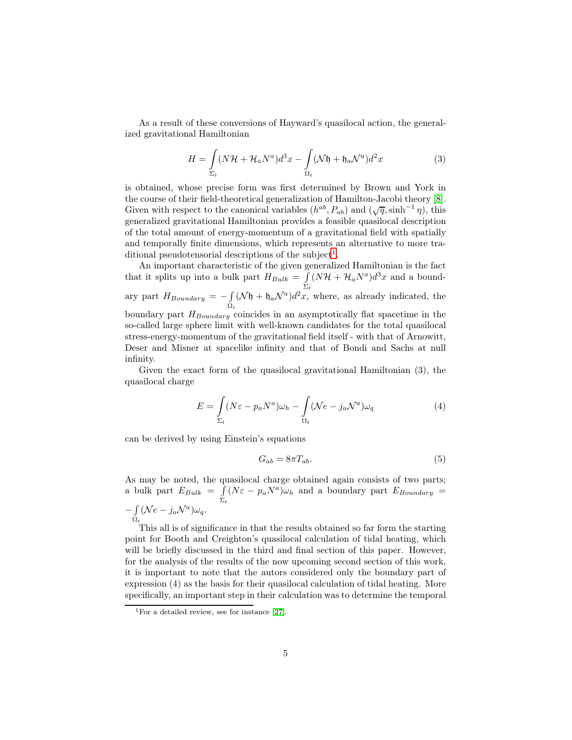As a result of these conversions of Hayward's quasilocal action, the generalized gravitational Hamiltonian

$$H = \int_{\Sigma_t} (N\mathcal{H} + \mathcal{H}_a N^a) d^3x - \int_{\Omega_t} (\mathcal{N}\mathfrak{h} + \mathfrak{h}_a \mathcal{N}^a) d^2x \tag{3}$$

is obtained, whose precise form was first determined by Brown and York in the course of their field-theoretical generalization of Hamilton-Jacobi theory [8]. Given with respect to the canonical variables $(h^{ab}, P_{ab})$ and $(\sqrt{q}, \sinh^{-1}\eta)$, this generalized gravitational Hamiltonian provides a feasible quasilocal description of the total amount of energy-momentum of a gravitational field with spatially and temporally finite dimensions, which represents an alternative to more traditional pseudotensorial descriptions of the subject[1].

An important characteristic of the given generalized Hamiltonian is the fact that it splits up into a bulk part $H_{Bulk} = \int_{\Sigma_t} (N\mathcal{H} + \mathcal{H}_a N^a) d^3x$ and a boundary part $H_{Boundary} = -\int_{\Omega_t} (\mathcal{N}\mathfrak{h} + \mathfrak{h}_a \mathcal{N}^a) d^2x$, where, as already indicated, the boundary part $H_{Boundary}$ coincides in an asymptotically flat spacetime in the so-called large sphere limit with well-known candidates for the total quasilocal stress-energy-momentum of the gravitational field itself - with that of Arnowitt, Deser and Misner at spacelike infinity and that of Bondi and Sachs at null infinity.

Given the exact form of the quasilocal gravitational Hamiltonian (3), the quasilocal charge

$$E = \int_{\Sigma_t} (N\varepsilon - p_a N^a)\omega_h - \int_{\Omega_t} (\mathcal{N}e - j_a \mathcal{N}^a)\omega_q \tag{4}$$

can be derived by using Einstein's equations

$$G_{ab} = 8\pi T_{ab}. \tag{5}$$

As may be noted, the quasilocal charge obtained again consists of two parts; a bulk part $E_{Bulk} = \int_{\Sigma_t} (N\varepsilon - p_a N^a)\omega_h$ and a boundary part $E_{Boundary} = -\int_{\Omega_t} (\mathcal{N}e - j_a \mathcal{N}^a)\omega_q$.

This all is of significance in that the results obtained so far form the starting point for Booth and Creighton's quasilocal calculation of tidal heating, which will be briefly discussed in the third and final section of this paper. However, for the analysis of the results of the now upcoming second section of this work, it is important to note that the autors considered only the boundary part of expression (4) as the basis for their quasilocal calculation of tidal heating. More specifically, an important step in their calculation was to determine the temporal

[1] For a detailed review, see for instance [27].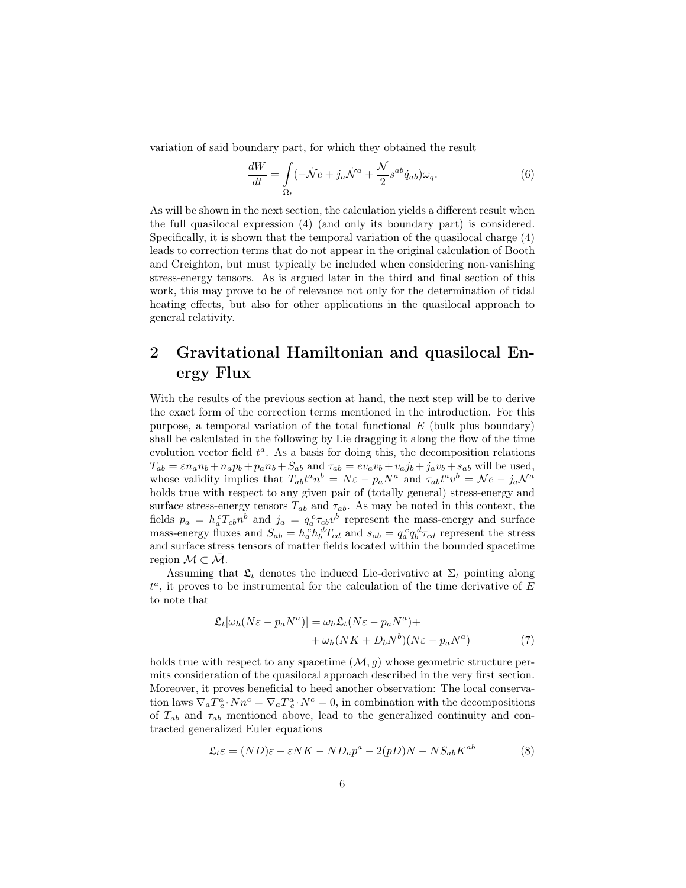variation of said boundary part, for which they obtained the result

$$\frac{dW}{dt} = \int\limits_{\Omega_t} (-\dot{\mathcal{N}}e + j_a\dot{\mathcal{N}}^a + \frac{\mathcal{N}}{2}s^{ab}\dot{q}_{ab})\omega_q. \tag{6}$$

As will be shown in the next section, the calculation yields a different result when the full quasilocal expression (4) (and only its boundary part) is considered. Specifically, it is shown that the temporal variation of the quasilocal charge (4) leads to correction terms that do not appear in the original calculation of Booth and Creighton, but must typically be included when considering non-vanishing stress-energy tensors. As is argued later in the third and final section of this work, this may prove to be of relevance not only for the determination of tidal heating effects, but also for other applications in the quasilocal approach to general relativity.

## 2 Gravitational Hamiltonian and quasilocal Energy Flux

With the results of the previous section at hand, the next step will be to derive the exact form of the correction terms mentioned in the introduction. For this purpose, a temporal variation of the total functional $E$ (bulk plus boundary) shall be calculated in the following by Lie dragging it along the flow of the time evolution vector field $t^a$. As a basis for doing this, the decomposition relations $T_{ab} = \varepsilon n_a n_b + n_a p_b + p_a n_b + S_{ab}$ and $\tau_{ab} = e v_a v_b + v_a j_b + j_a v_b + s_{ab}$ will be used, whose validity implies that $T_{ab}t^a n^b = N\varepsilon - p_a N^a$ and $\tau_{ab}t^a v^b = \mathcal{N}e - j_a\mathcal{N}^a$ holds true with respect to any given pair of (totally general) stress-energy and surface stress-energy tensors $T_{ab}$ and $\tau_{ab}$. As may be noted in this context, the fields $p_a = h_a^{\ c}T_{cb}n^b$ and $j_a = q_a^{\ c}\tau_{cb}v^b$ represent the mass-energy and surface mass-energy fluxes and $S_{ab} = h_a^{\ c}h_b^{\ d}T_{cd}$ and $s_{ab} = q_a^{\ c}q_b^{\ d}\tau_{cd}$ represent the stress and surface stress tensors of matter fields located within the bounded spacetime region $\mathcal{M} \subset \bar{\mathcal{M}}$.

Assuming that $\mathfrak{L}_t$ denotes the induced Lie-derivative at $\Sigma_t$ pointing along $t^a$, it proves to be instrumental for the calculation of the time derivative of $E$ to note that

$$\begin{aligned}\mathfrak{L}_t[\omega_h(N\varepsilon - p_a N^a)] = \omega_h\mathfrak{L}_t(N\varepsilon - p_a N^a)+ \\ + \omega_h(NK + D_b N^b)(N\varepsilon - p_a N^a)\end{aligned} \tag{7}$$

holds true with respect to any spacetime $(\mathcal{M}, g)$ whose geometric structure permits consideration of the quasilocal approach described in the very first section. Moreover, it proves beneficial to heed another observation: The local conservation laws $\nabla_a T^a_{\ c} \cdot Nn^c = \nabla_a T^a_{\ c} \cdot N^c = 0$, in combination with the decompositions of $T_{ab}$ and $\tau_{ab}$ mentioned above, lead to the generalized continuity and contracted generalized Euler equations

$$\mathfrak{L}_t\varepsilon = (ND)\varepsilon - \varepsilon NK - ND_a p^a - 2(pD)N - NS_{ab}K^{ab} \tag{8}$$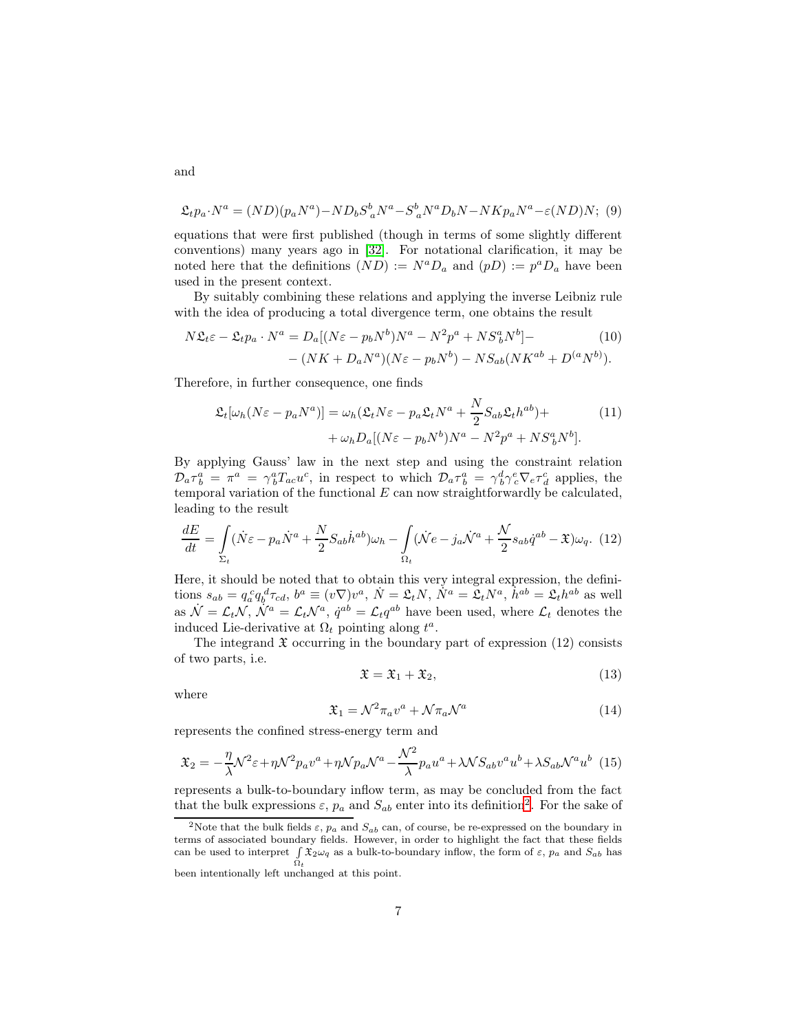and

$$\mathfrak{L}_t p_a \cdot N^a = (ND)(p_a N^a) - N D_b S^b_{\ a} N^a - S^b_{\ a} N^a D_b N - N K p_a N^a - \varepsilon (ND) N; \quad (9)$$

equations that were first published (though in terms of some slightly different conventions) many years ago in [32]. For notational clarification, it may be noted here that the definitions $(ND) := N^a D_a$ and $(pD) := p^a D_a$ have been used in the present context.

By suitably combining these relations and applying the inverse Leibniz rule with the idea of producing a total divergence term, one obtains the result

$$\begin{aligned} N\mathfrak{L}_t\varepsilon - \mathfrak{L}_t p_a \cdot N^a = D_a[(N\varepsilon - p_b N^b)N^a - N^2 p^a + N S^a_{\ b} N^b] - \\ - (NK + D_a N^a)(N\varepsilon - p_b N^b) - N S_{ab}(N K^{ab} + D^{(a}N^{b)}). \end{aligned} \quad (10)$$

Therefore, in further consequence, one finds

$$\begin{aligned} \mathfrak{L}_t[\omega_h(N\varepsilon - p_a N^a)] = \omega_h(\mathfrak{L}_t N\varepsilon - p_a \mathfrak{L}_t N^a + \frac{N}{2} S_{ab}\mathfrak{L}_t h^{ab}) + \\ + \omega_h D_a[(N\varepsilon - p_b N^b)N^a - N^2 p^a + N S^a_{\ b} N^b]. \end{aligned} \quad (11)$$

By applying Gauss' law in the next step and using the constraint relation $\mathcal{D}_a \tau^a_{\ b} = \pi^a = \gamma^a_{\ b} T_{ac} u^c$, in respect to which $\mathcal{D}_a \tau^a_{\ b} = \gamma^d_{\ b}\gamma^e_{\ c}\nabla_e \tau^c_{\ d}$ applies, the temporal variation of the functional $E$ can now straightforwardly be calculated, leading to the result

$$\frac{dE}{dt} = \int_{\Sigma_t} (\dot{N}\varepsilon - p_a \dot{N}^a + \frac{N}{2} S_{ab}\dot{h}^{ab})\omega_h - \int_{\Omega_t} (\dot{\mathcal{N}} e - j_a \dot{\mathcal{N}}^a + \frac{\mathcal{N}}{2} s_{ab}\dot{q}^{ab} - \mathfrak{X})\omega_q. \quad (12)$$

Here, it should be noted that to obtain this very integral expression, the definitions $s_{ab} = q^c_{\ a} q^d_{\ b}\tau_{cd}$, $b^a \equiv (v\nabla)v^a$, $\dot{N} = \mathfrak{L}_t N$, $\dot{N}^a = \mathfrak{L}_t N^a$, $\dot{h}^{ab} = \mathfrak{L}_t h^{ab}$ as well as $\dot{\mathcal{N}} = \mathcal{L}_t \mathcal{N}$, $\dot{\mathcal{N}}^a = \mathcal{L}_t \mathcal{N}^a$, $\dot{q}^{ab} = \mathcal{L}_t q^{ab}$ have been used, where $\mathcal{L}_t$ denotes the induced Lie-derivative at $\Omega_t$ pointing along $t^a$.

The integrand $\mathfrak{X}$ occurring in the boundary part of expression (12) consists of two parts, i.e.

$$\mathfrak{X} = \mathfrak{X}_1 + \mathfrak{X}_2, \quad (13)$$

where

$$\mathfrak{X}_1 = \mathcal{N}^2 \pi_a v^a + \mathcal{N}\pi_a \mathcal{N}^a \quad (14)$$

represents the confined stress-energy term and

$$\mathfrak{X}_2 = -\frac{\eta}{\lambda}\mathcal{N}^2\varepsilon + \eta\mathcal{N}^2 p_a v^a + \eta\mathcal{N} p_a \mathcal{N}^a - \frac{\mathcal{N}^2}{\lambda} p_a u^a + \lambda\mathcal{N} S_{ab} v^a u^b + \lambda S_{ab}\mathcal{N}^a u^b \quad (15)$$

represents a bulk-to-boundary inflow term, as may be concluded from the fact that the bulk expressions $\varepsilon$, $p_a$ and $S_{ab}$ enter into its definition[2]. For the sake of

[2] Note that the bulk fields $\varepsilon$, $p_a$ and $S_{ab}$ can, of course, be re-expressed on the boundary in terms of associated boundary fields. However, in order to highlight the fact that these fields can be used to interpret $\int_{\Omega_t} \mathfrak{X}_2\omega_q$ as a bulk-to-boundary inflow, the form of $\varepsilon$, $p_a$ and $S_{ab}$ has been intentionally left unchanged at this point.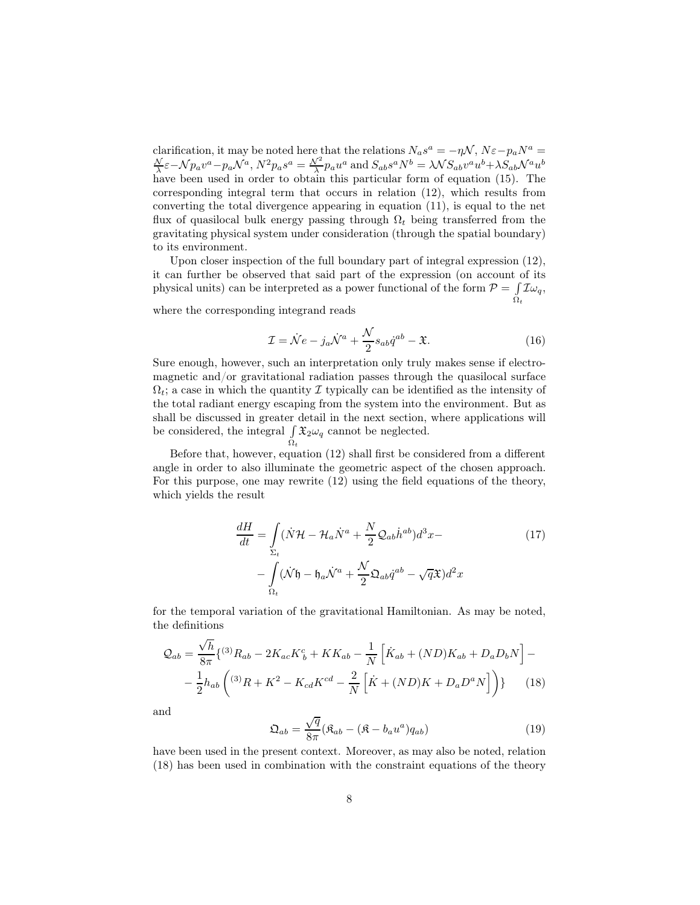clarification, it may be noted here that the relations $N_a s^a = -\eta\mathcal{N}$, $N\varepsilon - p_a N^a = \frac{\mathcal{N}}{\lambda}\varepsilon - \mathcal{N} p_a v^a - p_a \mathcal{N}^a$, $N^2 p_a s^a = \frac{\mathcal{N}^2}{\lambda} p_a u^a$ and $S_{ab} s^a N^b = \lambda \mathcal{N} S_{ab} v^a u^b + \lambda S_{ab} \mathcal{N}^a u^b$ have been used in order to obtain this particular form of equation (15). The corresponding integral term that occurs in relation (12), which results from converting the total divergence appearing in equation (11), is equal to the net flux of quasilocal bulk energy passing through $\Omega_t$ being transferred from the gravitating physical system under consideration (through the spatial boundary) to its environment.

Upon closer inspection of the full boundary part of integral expression (12), it can further be observed that said part of the expression (on account of its physical units) can be interpreted as a power functional of the form $\mathcal{P} = \int\limits_{\Omega_t} \mathcal{I}\omega_q$, where the corresponding integrand reads

$$\mathcal{I} = \dot{\mathcal{N}} e - j_a \dot{\mathcal{N}}^a + \frac{\mathcal{N}}{2} s_{ab} \dot{q}^{ab} - \mathfrak{X}. \tag{16}$$

Sure enough, however, such an interpretation only truly makes sense if electromagnetic and/or gravitational radiation passes through the quasilocal surface $\Omega_t$; a case in which the quantity $\mathcal{I}$ typically can be identified as the intensity of the total radiant energy escaping from the system into the environment. But as shall be discussed in greater detail in the next section, where applications will be considered, the integral $\int\limits_{\Omega_t} \mathfrak{X}_2 \omega_q$ cannot be neglected.

Before that, however, equation (12) shall first be considered from a different angle in order to also illuminate the geometric aspect of the chosen approach. For this purpose, one may rewrite (12) using the field equations of the theory, which yields the result

$$\begin{aligned}\frac{dH}{dt} = &\int\limits_{\Sigma_t} (\dot{N}\mathcal{H} - \mathcal{H}_a \dot{N}^a + \frac{N}{2}\mathcal{Q}_{ab}\dot{h}^{ab}) d^3x - \\ &- \int\limits_{\Omega_t} (\dot{\mathcal{N}}\mathfrak{h} - \mathfrak{h}_a \dot{\mathcal{N}}^a + \frac{\mathcal{N}}{2}\mathfrak{Q}_{ab}\dot{q}^{ab} - \sqrt{q}\mathfrak{X}) d^2x\end{aligned} \tag{17}$$

for the temporal variation of the gravitational Hamiltonian. As may be noted, the definitions

$$\begin{aligned}\mathcal{Q}_{ab} = &\frac{\sqrt{h}}{8\pi}\{{}^{(3)}R_{ab} - 2K_{ac}K^c_{\ b} + KK_{ab} - \frac{1}{N}\left[\dot{K}_{ab} + (ND)K_{ab} + D_a D_b N\right] - \\ &- \frac{1}{2}h_{ab}\left({}^{(3)}R + K^2 - K_{cd}K^{cd} - \frac{2}{N}\left[\dot{K} + (ND)K + D_a D^a N\right]\right)\}\end{aligned} \tag{18}$$

and

$$\mathfrak{Q}_{ab} = \frac{\sqrt{q}}{8\pi}(\mathfrak{K}_{ab} - (\mathfrak{K} - b_a u^a) q_{ab}) \tag{19}$$

have been used in the present context. Moreover, as may also be noted, relation (18) has been used in combination with the constraint equations of the theory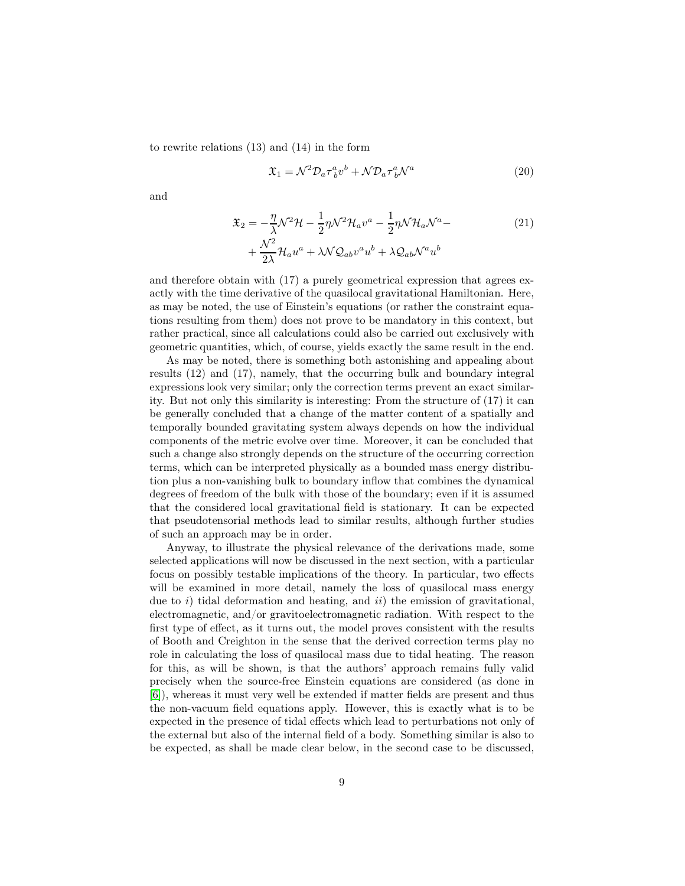to rewrite relations (13) and (14) in the form

$$\mathfrak{X}_1 = \mathcal{N}^2 \mathcal{D}_a \tau^a_{\ b} v^b + \mathcal{N} \mathcal{D}_a \tau^a_{\ b} \mathcal{N}^a \tag{20}$$

and

$$\begin{aligned}\mathfrak{X}_2 = &-\frac{\eta}{\lambda}\mathcal{N}^2 \mathcal{H} - \frac{1}{2}\eta \mathcal{N}^2 \mathcal{H}_a v^a - \frac{1}{2}\eta \mathcal{N} \mathcal{H}_a \mathcal{N}^a - \\ &+ \frac{\mathcal{N}^2}{2\lambda}\mathcal{H}_a u^a + \lambda \mathcal{N} \mathcal{Q}_{ab} v^a u^b + \lambda \mathcal{Q}_{ab} \mathcal{N}^a u^b\end{aligned} \tag{21}$$

and therefore obtain with (17) a purely geometrical expression that agrees exactly with the time derivative of the quasilocal gravitational Hamiltonian. Here, as may be noted, the use of Einstein's equations (or rather the constraint equations resulting from them) does not prove to be mandatory in this context, but rather practical, since all calculations could also be carried out exclusively with geometric quantities, which, of course, yields exactly the same result in the end.

As may be noted, there is something both astonishing and appealing about results (12) and (17), namely, that the occurring bulk and boundary integral expressions look very similar; only the correction terms prevent an exact similarity. But not only this similarity is interesting: From the structure of (17) it can be generally concluded that a change of the matter content of a spatially and temporally bounded gravitating system always depends on how the individual components of the metric evolve over time. Moreover, it can be concluded that such a change also strongly depends on the structure of the occurring correction terms, which can be interpreted physically as a bounded mass energy distribution plus a non-vanishing bulk to boundary inflow that combines the dynamical degrees of freedom of the bulk with those of the boundary; even if it is assumed that the considered local gravitational field is stationary. It can be expected that pseudotensorial methods lead to similar results, although further studies of such an approach may be in order.

Anyway, to illustrate the physical relevance of the derivations made, some selected applications will now be discussed in the next section, with a particular focus on possibly testable implications of the theory. In particular, two effects will be examined in more detail, namely the loss of quasilocal mass energy due to *i*) tidal deformation and heating, and *ii*) the emission of gravitational, electromagnetic, and/or gravitoelectromagnetic radiation. With respect to the first type of effect, as it turns out, the model proves consistent with the results of Booth and Creighton in the sense that the derived correction terms play no role in calculating the loss of quasilocal mass due to tidal heating. The reason for this, as will be shown, is that the authors' approach remains fully valid precisely when the source-free Einstein equations are considered (as done in [6]), whereas it must very well be extended if matter fields are present and thus the non-vacuum field equations apply. However, this is exactly what is to be expected in the presence of tidal effects which lead to perturbations not only of the external but also of the internal field of a body. Something similar is also to be expected, as shall be made clear below, in the second case to be discussed,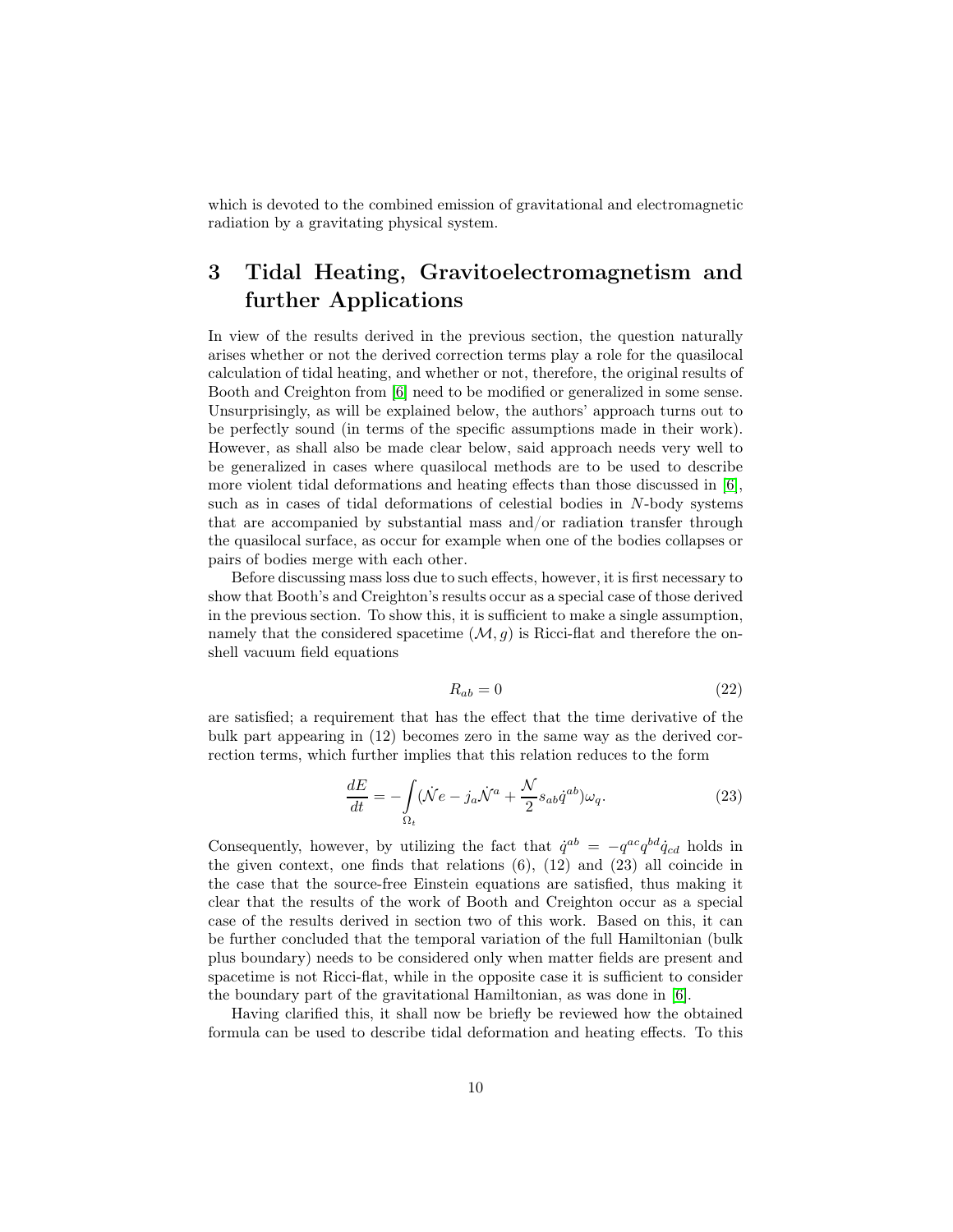which is devoted to the combined emission of gravitational and electromagnetic radiation by a gravitating physical system.

# 3 Tidal Heating, Gravitoelectromagnetism and further Applications

In view of the results derived in the previous section, the question naturally arises whether or not the derived correction terms play a role for the quasilocal calculation of tidal heating, and whether or not, therefore, the original results of Booth and Creighton from [6] need to be modified or generalized in some sense. Unsurprisingly, as will be explained below, the authors' approach turns out to be perfectly sound (in terms of the specific assumptions made in their work). However, as shall also be made clear below, said approach needs very well to be generalized in cases where quasilocal methods are to be used to describe more violent tidal deformations and heating effects than those discussed in [6], such as in cases of tidal deformations of celestial bodies in $N$-body systems that are accompanied by substantial mass and/or radiation transfer through the quasilocal surface, as occur for example when one of the bodies collapses or pairs of bodies merge with each other.

Before discussing mass loss due to such effects, however, it is first necessary to show that Booth's and Creighton's results occur as a special case of those derived in the previous section. To show this, it is sufficient to make a single assumption, namely that the considered spacetime $(\mathcal{M}, g)$ is Ricci-flat and therefore the on-shell vacuum field equations

$$R_{ab} = 0 \tag{22}$$

are satisfied; a requirement that has the effect that the time derivative of the bulk part appearing in (12) becomes zero in the same way as the derived correction terms, which further implies that this relation reduces to the form

$$\frac{dE}{dt} = -\int\limits_{\Omega_t} (\dot{\mathcal{N}} e - j_a \dot{\mathcal{N}}^a + \frac{\mathcal{N}}{2} s_{ab} \dot{q}^{ab}) \omega_q. \tag{23}$$

Consequently, however, by utilizing the fact that $\dot{q}^{ab} = -q^{ac} q^{bd} \dot{q}_{cd}$ holds in the given context, one finds that relations (6), (12) and (23) all coincide in the case that the source-free Einstein equations are satisfied, thus making it clear that the results of the work of Booth and Creighton occur as a special case of the results derived in section two of this work. Based on this, it can be further concluded that the temporal variation of the full Hamiltonian (bulk plus boundary) needs to be considered only when matter fields are present and spacetime is not Ricci-flat, while in the opposite case it is sufficient to consider the boundary part of the gravitational Hamiltonian, as was done in [6].

Having clarified this, it shall now be briefly be reviewed how the obtained formula can be used to describe tidal deformation and heating effects. To this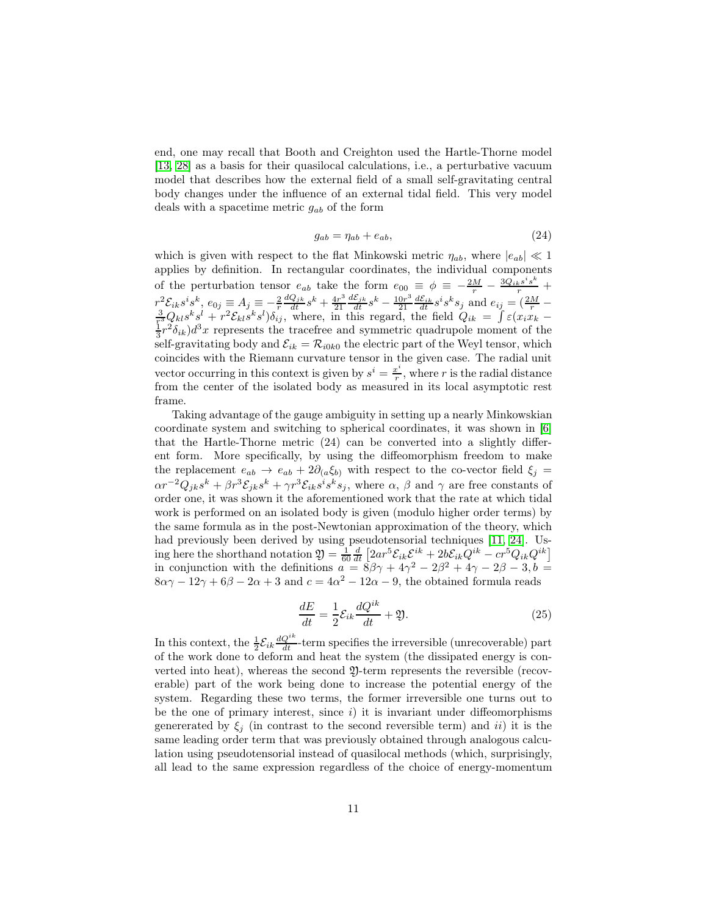end, one may recall that Booth and Creighton used the Hartle-Thorne model [13, 28] as a basis for their quasilocal calculations, i.e., a perturbative vacuum model that describes how the external field of a small self-gravitating central body changes under the influence of an external tidal field. This very model deals with a spacetime metric $g_{ab}$ of the form

$$g_{ab} = \eta_{ab} + e_{ab}, \tag{24}$$

which is given with respect to the flat Minkowski metric $\eta_{ab}$, where $|e_{ab}| \ll 1$ applies by definition. In rectangular coordinates, the individual components of the perturbation tensor $e_{ab}$ take the form $e_{00} \equiv \phi \equiv -\frac{2M}{r} - \frac{3Q_{ik}s^i s^k}{r} + r^2 \mathcal{E}_{ik} s^i s^k$, $e_{0j} \equiv A_j \equiv -\frac{2}{r}\frac{dQ_{jk}}{dt}s^k + \frac{4r^3}{21}\frac{d\mathcal{E}_{jk}}{dt}s^k - \frac{10r^3}{21}\frac{d\mathcal{E}_{ik}}{dt}s^i s^k s_j$ and $e_{ij} = (\frac{2M}{r} - \frac{3}{r^3}Q_{kl}s^k s^l + r^2 \mathcal{E}_{kl}s^k s^l)\delta_{ij}$, where, in this regard, the field $Q_{ik} = \int \varepsilon (x_i x_k - \frac{1}{3}r^2 \delta_{ik}) d^3x$ represents the tracefree and symmetric quadrupole moment of the self-gravitating body and $\mathcal{E}_{ik} = \mathcal{R}_{i0k0}$ the electric part of the Weyl tensor, which coincides with the Riemann curvature tensor in the given case. The radial unit vector occurring in this context is given by $s^i = \frac{x^i}{r}$, where $r$ is the radial distance from the center of the isolated body as measured in its local asymptotic rest frame.

Taking advantage of the gauge ambiguity in setting up a nearly Minkowskian coordinate system and switching to spherical coordinates, it was shown in [6] that the Hartle-Thorne metric (24) can be converted into a slightly different form. More specifically, by using the diffeomorphism freedom to make the replacement $e_{ab} \to e_{ab} + 2\partial_{(a}\xi_{b)}$ with respect to the co-vector field $\xi_j = \alpha r^{-2} Q_{jk} s^k + \beta r^3 \mathcal{E}_{jk} s^k + \gamma r^3 \mathcal{E}_{ik} s^i s^k s_j$, where $\alpha$, $\beta$ and $\gamma$ are free constants of order one, it was shown it the aforementioned work that the rate at which tidal work is performed on an isolated body is given (modulo higher order terms) by the same formula as in the post-Newtonian approximation of the theory, which had previously been derived by using pseudotensorial techniques [11, 24]. Using here the shorthand notation $\mathfrak{Y} = \frac{1}{60}\frac{d}{dt}\left[2ar^5 \mathcal{E}_{ik}\mathcal{E}^{ik} + 2b\mathcal{E}_{ik}Q^{ik} - cr^5 Q_{ik}Q^{ik}\right]$ in conjunction with the definitions $a = 8\beta\gamma + 4\gamma^2 - 2\beta^2 + 4\gamma - 2\beta - 3, b = 8\alpha\gamma - 12\gamma + 6\beta - 2\alpha + 3$ and $c = 4\alpha^2 - 12\alpha - 9$, the obtained formula reads

$$\frac{dE}{dt} = \frac{1}{2}\mathcal{E}_{ik}\frac{dQ^{ik}}{dt} + \mathfrak{Y}. \tag{25}$$

In this context, the $\frac{1}{2}\mathcal{E}_{ik}\frac{dQ^{ik}}{dt}$-term specifies the irreversible (unrecoverable) part of the work done to deform and heat the system (the dissipated energy is converted into heat), whereas the second $\mathfrak{Y}$-term represents the reversible (recoverable) part of the work being done to increase the potential energy of the system. Regarding these two terms, the former irreversible one turns out to be the one of primary interest, since *i)* it is invariant under diffeomorphisms genererated by $\xi_j$ (in contrast to the second reversible term) and *ii)* it is the same leading order term that was previously obtained through analogous calculation using pseudotensorial instead of quasilocal methods (which, surprisingly, all lead to the same expression regardless of the choice of energy-momentum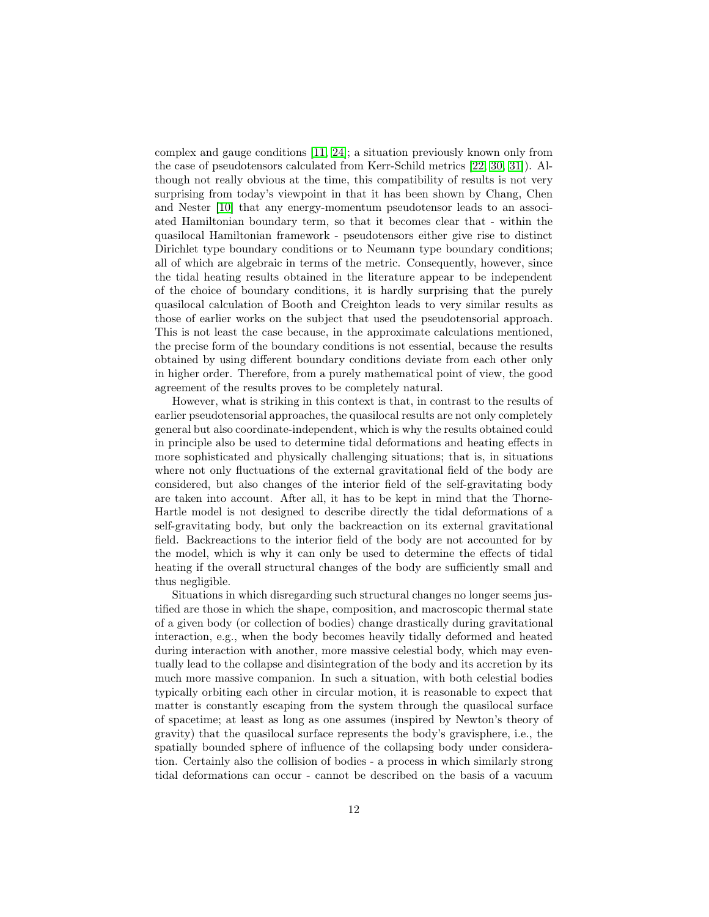complex and gauge conditions [11, 24]; a situation previously known only from the case of pseudotensors calculated from Kerr-Schild metrics [22, 30, 31]). Although not really obvious at the time, this compatibility of results is not very surprising from today's viewpoint in that it has been shown by Chang, Chen and Nester [10] that any energy-momentum pseudotensor leads to an associated Hamiltonian boundary term, so that it becomes clear that - within the quasilocal Hamiltonian framework - pseudotensors either give rise to distinct Dirichlet type boundary conditions or to Neumann type boundary conditions; all of which are algebraic in terms of the metric. Consequently, however, since the tidal heating results obtained in the literature appear to be independent of the choice of boundary conditions, it is hardly surprising that the purely quasilocal calculation of Booth and Creighton leads to very similar results as those of earlier works on the subject that used the pseudotensorial approach. This is not least the case because, in the approximate calculations mentioned, the precise form of the boundary conditions is not essential, because the results obtained by using different boundary conditions deviate from each other only in higher order. Therefore, from a purely mathematical point of view, the good agreement of the results proves to be completely natural.

However, what is striking in this context is that, in contrast to the results of earlier pseudotensorial approaches, the quasilocal results are not only completely general but also coordinate-independent, which is why the results obtained could in principle also be used to determine tidal deformations and heating effects in more sophisticated and physically challenging situations; that is, in situations where not only fluctuations of the external gravitational field of the body are considered, but also changes of the interior field of the self-gravitating body are taken into account. After all, it has to be kept in mind that the Thorne-Hartle model is not designed to describe directly the tidal deformations of a self-gravitating body, but only the backreaction on its external gravitational field. Backreactions to the interior field of the body are not accounted for by the model, which is why it can only be used to determine the effects of tidal heating if the overall structural changes of the body are sufficiently small and thus negligible.

Situations in which disregarding such structural changes no longer seems justified are those in which the shape, composition, and macroscopic thermal state of a given body (or collection of bodies) change drastically during gravitational interaction, e.g., when the body becomes heavily tidally deformed and heated during interaction with another, more massive celestial body, which may eventually lead to the collapse and disintegration of the body and its accretion by its much more massive companion. In such a situation, with both celestial bodies typically orbiting each other in circular motion, it is reasonable to expect that matter is constantly escaping from the system through the quasilocal surface of spacetime; at least as long as one assumes (inspired by Newton's theory of gravity) that the quasilocal surface represents the body's gravisphere, i.e., the spatially bounded sphere of influence of the collapsing body under consideration. Certainly also the collision of bodies - a process in which similarly strong tidal deformations can occur - cannot be described on the basis of a vacuum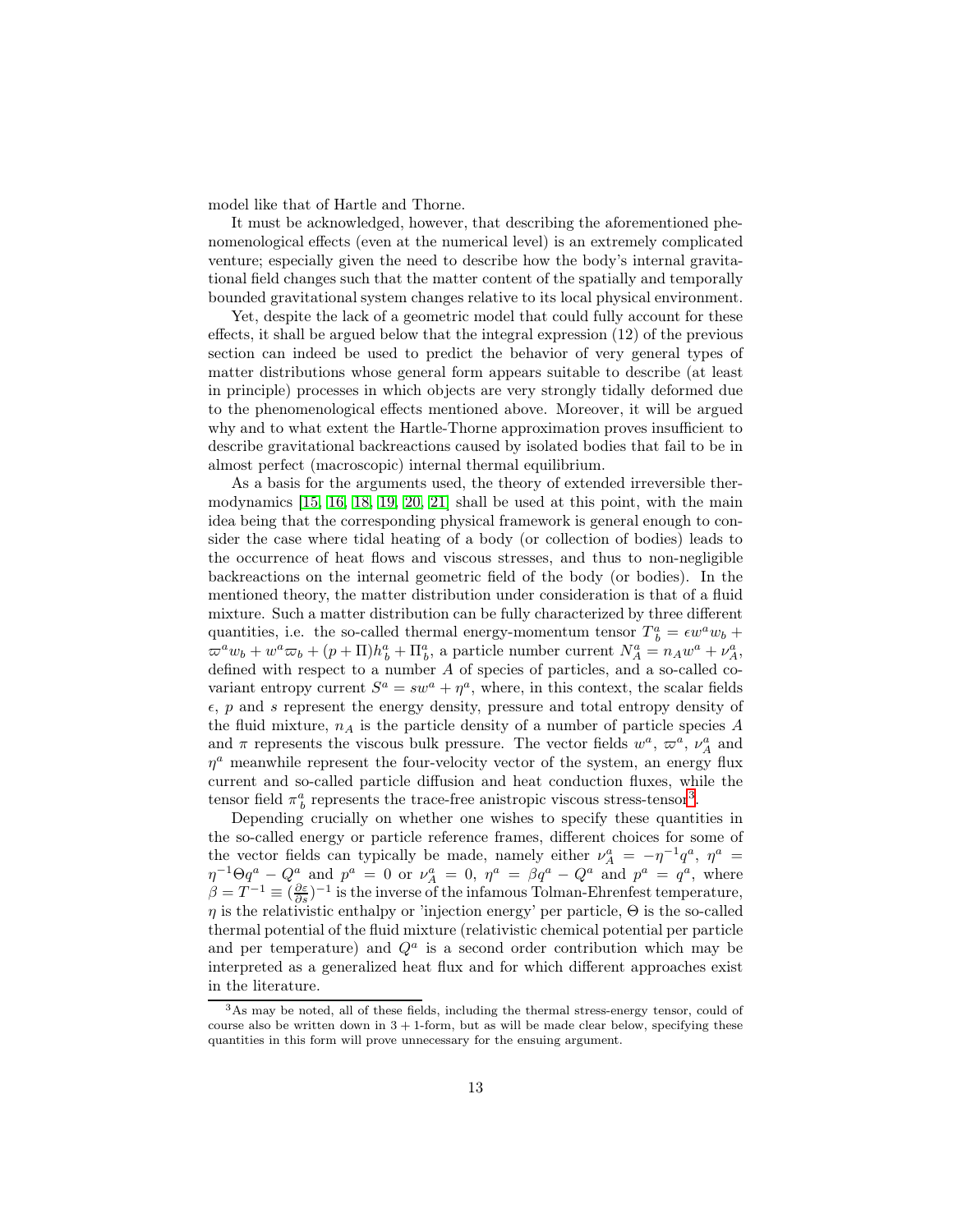model like that of Hartle and Thorne.

It must be acknowledged, however, that describing the aforementioned phenomenological effects (even at the numerical level) is an extremely complicated venture; especially given the need to describe how the body's internal gravitational field changes such that the matter content of the spatially and temporally bounded gravitational system changes relative to its local physical environment.

Yet, despite the lack of a geometric model that could fully account for these effects, it shall be argued below that the integral expression (12) of the previous section can indeed be used to predict the behavior of very general types of matter distributions whose general form appears suitable to describe (at least in principle) processes in which objects are very strongly tidally deformed due to the phenomenological effects mentioned above. Moreover, it will be argued why and to what extent the Hartle-Thorne approximation proves insufficient to describe gravitational backreactions caused by isolated bodies that fail to be in almost perfect (macroscopic) internal thermal equilibrium.

As a basis for the arguments used, the theory of extended irreversible thermodynamics [15, 16, 18, 19, 20, 21] shall be used at this point, with the main idea being that the corresponding physical framework is general enough to consider the case where tidal heating of a body (or collection of bodies) leads to the occurrence of heat flows and viscous stresses, and thus to non-negligible backreactions on the internal geometric field of the body (or bodies). In the mentioned theory, the matter distribution under consideration is that of a fluid mixture. Such a matter distribution can be fully characterized by three different quantities, i.e. the so-called thermal energy-momentum tensor $T^{a}_{\ b} = \epsilon w^{a} w_{b} + \varpi^{a} w_{b} + w^{a} \varpi_{b} + (p + \Pi) h^{a}_{\ b} + \Pi^{a}_{\ b}$, a particle number current $N^{a}_{A} = n_{A} w^{a} + \nu^{a}_{A}$, defined with respect to a number $A$ of species of particles, and a so-called covariant entropy current $S^{a} = s w^{a} + \eta^{a}$, where, in this context, the scalar fields $\epsilon$, $p$ and $s$ represent the energy density, pressure and total entropy density of the fluid mixture, $n_{A}$ is the particle density of a number of particle species $A$ and $\pi$ represents the viscous bulk pressure. The vector fields $w^{a}$, $\varpi^{a}$, $\nu^{a}_{A}$ and $\eta^{a}$ meanwhile represent the four-velocity vector of the system, an energy flux current and so-called particle diffusion and heat conduction fluxes, while the tensor field $\pi^{a}_{\ b}$ represents the trace-free anistropic viscous stress-tensor[3].

Depending crucially on whether one wishes to specify these quantities in the so-called energy or particle reference frames, different choices for some of the vector fields can typically be made, namely either $\nu^{a}_{A} = -\eta^{-1} q^{a}$, $\eta^{a} = \eta^{-1} \Theta q^{a} - Q^{a}$ and $p^{a} = 0$ or $\nu^{a}_{A} = 0$, $\eta^{a} = \beta q^{a} - Q^{a}$ and $p^{a} = q^{a}$, where $\beta = T^{-1} \equiv (\frac{\partial \epsilon}{\partial s})^{-1}$ is the inverse of the infamous Tolman-Ehrenfest temperature, $\eta$ is the relativistic enthalpy or 'injection energy' per particle, $\Theta$ is the so-called thermal potential of the fluid mixture (relativistic chemical potential per particle and per temperature) and $Q^{a}$ is a second order contribution which may be interpreted as a generalized heat flux and for which different approaches exist in the literature.

[3] As may be noted, all of these fields, including the thermal stress-energy tensor, could of course also be written down in $3+1$-form, but as will be made clear below, specifying these quantities in this form will prove unnecessary for the ensuing argument.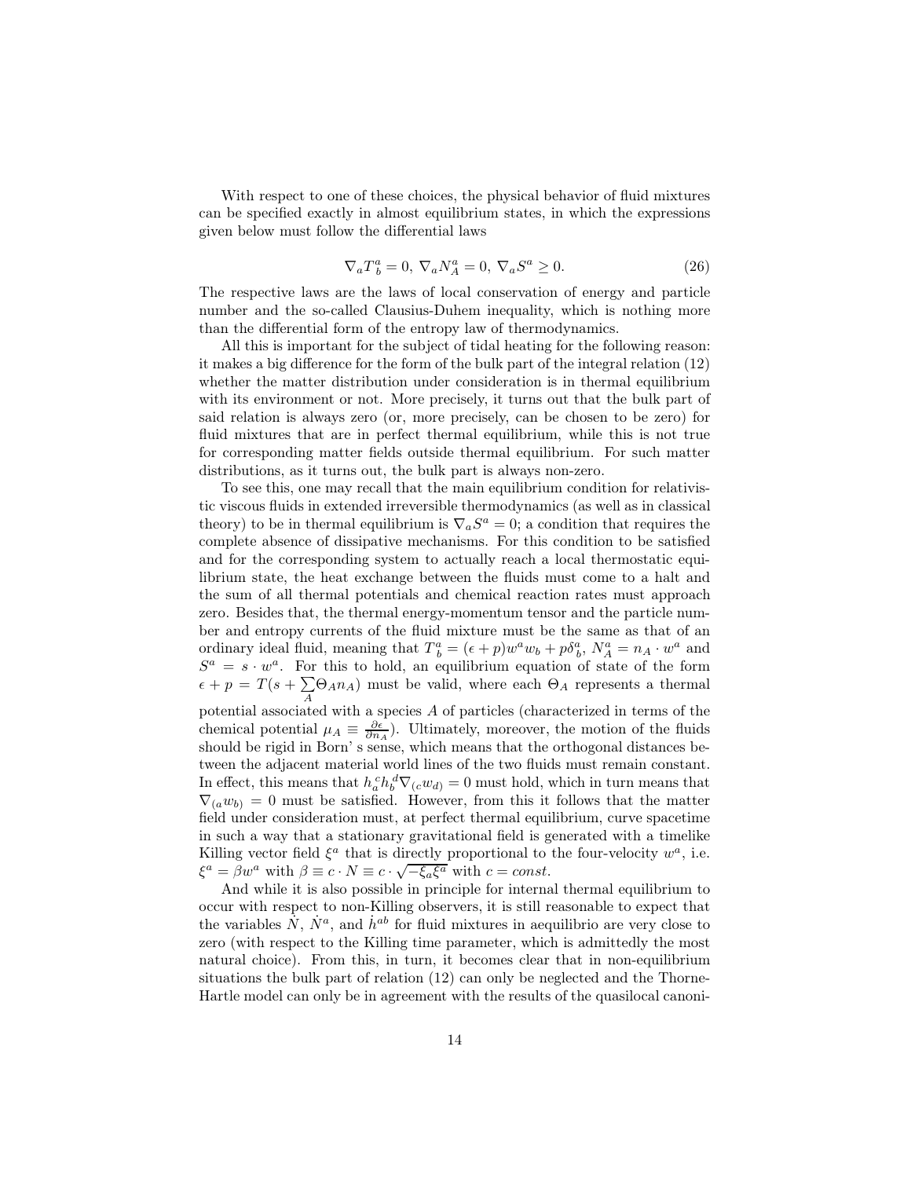With respect to one of these choices, the physical behavior of fluid mixtures can be specified exactly in almost equilibrium states, in which the expressions given below must follow the differential laws

$$\nabla_a T^a_{\ b} = 0,\ \nabla_a N^a_A = 0,\ \nabla_a S^a \geq 0. \tag{26}$$

The respective laws are the laws of local conservation of energy and particle number and the so-called Clausius-Duhem inequality, which is nothing more than the differential form of the entropy law of thermodynamics.

All this is important for the subject of tidal heating for the following reason: it makes a big difference for the form of the bulk part of the integral relation (12) whether the matter distribution under consideration is in thermal equilibrium with its environment or not. More precisely, it turns out that the bulk part of said relation is always zero (or, more precisely, can be chosen to be zero) for fluid mixtures that are in perfect thermal equilibrium, while this is not true for corresponding matter fields outside thermal equilibrium. For such matter distributions, as it turns out, the bulk part is always non-zero.

To see this, one may recall that the main equilibrium condition for relativistic viscous fluids in extended irreversible thermodynamics (as well as in classical theory) to be in thermal equilibrium is $\nabla_a S^a = 0$; a condition that requires the complete absence of dissipative mechanisms. For this condition to be satisfied and for the corresponding system to actually reach a local thermostatic equilibrium state, the heat exchange between the fluids must come to a halt and the sum of all thermal potentials and chemical reaction rates must approach zero. Besides that, the thermal energy-momentum tensor and the particle number and entropy currents of the fluid mixture must be the same as that of an ordinary ideal fluid, meaning that $T^a_{\ b} = (\epsilon + p) w^a w_b + p\delta^a_b$, $N^a_A = n_A \cdot w^a$ and $S^a = s \cdot w^a$. For this to hold, an equilibrium equation of state of the form $\epsilon + p = T(s + \sum\limits_A \Theta_A n_A)$ must be valid, where each $\Theta_A$ represents a thermal potential associated with a species $A$ of particles (characterized in terms of the chemical potential $\mu_A \equiv \frac{\partial \epsilon}{\partial n_A}$). Ultimately, moreover, the motion of the fluids should be rigid in Born' s sense, which means that the orthogonal distances between the adjacent material world lines of the two fluids must remain constant. In effect, this means that $h^c_a h^d_b \nabla_{(c} w_{d)} = 0$ must hold, which in turn means that $\nabla_{(a} w_{b)} = 0$ must be satisfied. However, from this it follows that the matter field under consideration must, at perfect thermal equilibrium, curve spacetime in such a way that a stationary gravitational field is generated with a timelike Killing vector field $\xi^a$ that is directly proportional to the four-velocity $w^a$, i.e. $\xi^a = \beta w^a$ with $\beta \equiv c \cdot N \equiv c \cdot \sqrt{-\xi_a \xi^a}$ with $c = const.$

And while it is also possible in principle for internal thermal equilibrium to occur with respect to non-Killing observers, it is still reasonable to expect that the variables $\dot{N}$, $\dot{N}^a$, and $\dot{h}^{ab}$ for fluid mixtures in aequilibrio are very close to zero (with respect to the Killing time parameter, which is admittedly the most natural choice). From this, in turn, it becomes clear that in non-equilibrium situations the bulk part of relation (12) can only be neglected and the Thorne-Hartle model can only be in agreement with the results of the quasilocal canoni-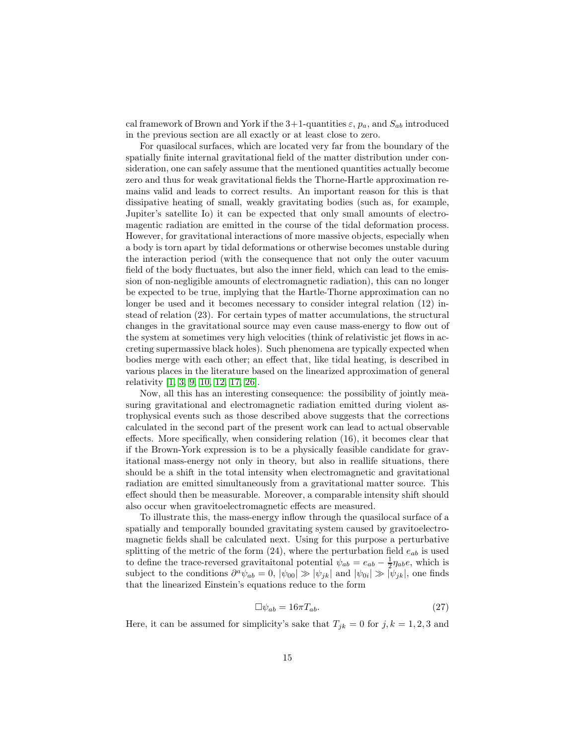cal framework of Brown and York if the 3+1-quantities $\varepsilon$, $p_a$, and $S_{ab}$ introduced in the previous section are all exactly or at least close to zero.

For quasilocal surfaces, which are located very far from the boundary of the spatially finite internal gravitational field of the matter distribution under consideration, one can safely assume that the mentioned quantities actually become zero and thus for weak gravitational fields the Thorne-Hartle approximation remains valid and leads to correct results. An important reason for this is that dissipative heating of small, weakly gravitating bodies (such as, for example, Jupiter's satellite Io) it can be expected that only small amounts of electromagentic radiation are emitted in the course of the tidal deformation process. However, for gravitational interactions of more massive objects, especially when a body is torn apart by tidal deformations or otherwise becomes unstable during the interaction period (with the consequence that not only the outer vacuum field of the body fluctuates, but also the inner field, which can lead to the emission of non-negligible amounts of electromagnetic radiation), this can no longer be expected to be true, implying that the Hartle-Thorne approximation can no longer be used and it becomes necessary to consider integral relation (12) instead of relation (23). For certain types of matter accumulations, the structural changes in the gravitational source may even cause mass-energy to flow out of the system at sometimes very high velocities (think of relativistic jet flows in accreting supermassive black holes). Such phenomena are typically expected when bodies merge with each other; an effect that, like tidal heating, is described in various places in the literature based on the linearized approximation of general relativity [1, 3, 9, 10, 12, 17, 26].

Now, all this has an interesting consequence: the possibility of jointly measuring gravitational and electromagnetic radiation emitted during violent astrophysical events such as those described above suggests that the corrections calculated in the second part of the present work can lead to actual observable effects. More specifically, when considering relation (16), it becomes clear that if the Brown-York expression is to be a physically feasible candidate for gravitational mass-energy not only in theory, but also in reallife situations, there should be a shift in the total intensity when electromagnetic and gravitational radiation are emitted simultaneously from a gravitational matter source. This effect should then be measurable. Moreover, a comparable intensity shift should also occur when gravitoelectromagnetic effects are measured.

To illustrate this, the mass-energy inflow through the quasilocal surface of a spatially and temporally bounded gravitating system caused by gravitoelectromagnetic fields shall be calculated next. Using for this purpose a perturbative splitting of the metric of the form (24), where the perturbation field $e_{ab}$ is used to define the trace-reversed gravitaitonal potential $\psi_{ab} = e_{ab} - \frac{1}{2}\eta_{ab}e$, which is subject to the conditions $\partial^a\psi_{ab} = 0$, $|\psi_{00}| \gg |\psi_{jk}|$ and $|\psi_{0i}| \gg |\psi_{jk}|$, one finds that the linearized Einstein's equations reduce to the form

$$\Box\psi_{ab} = 16\pi T_{ab}. \tag{27}$$

Here, it can be assumed for simplicity's sake that $T_{jk} = 0$ for $j, k = 1, 2, 3$ and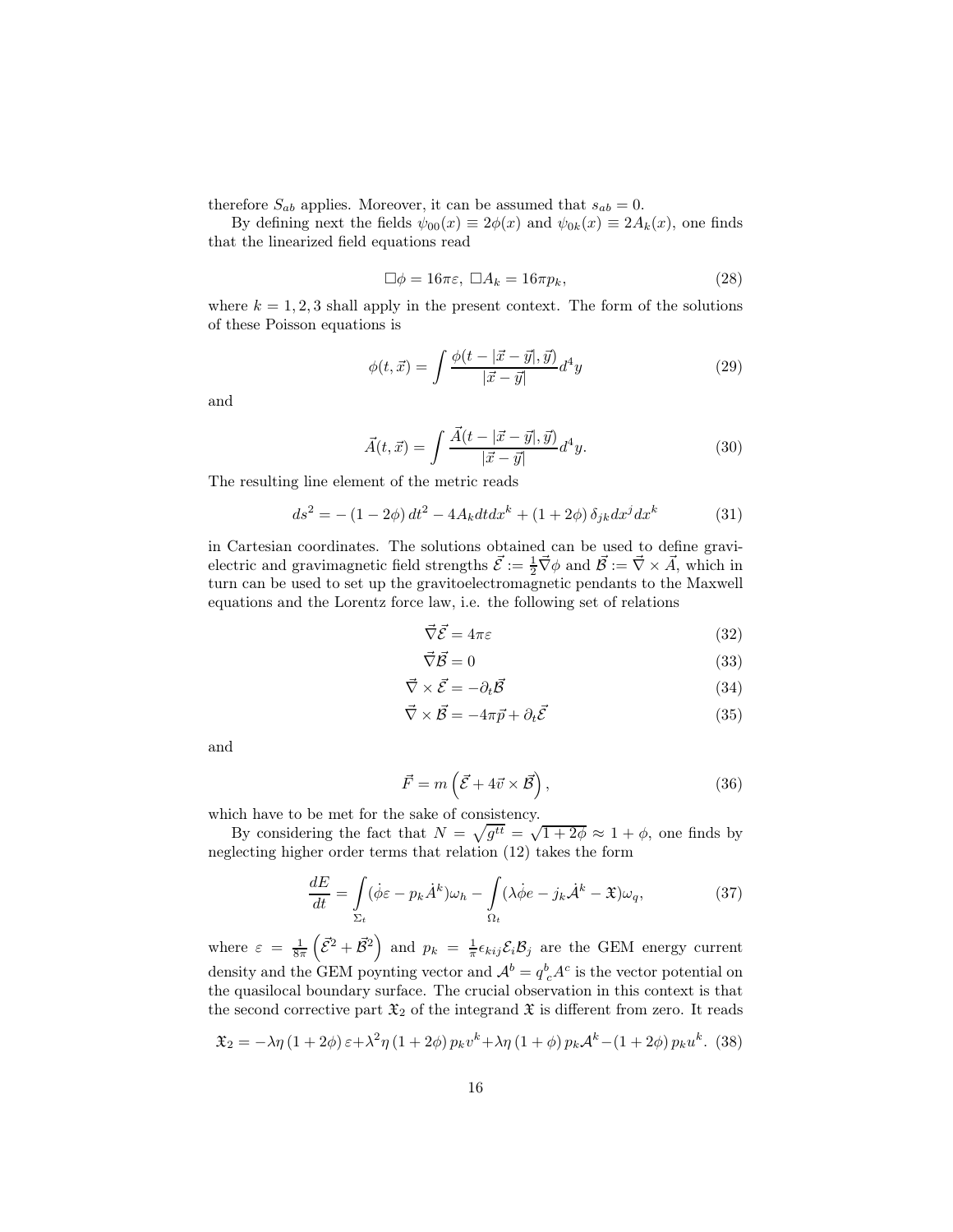therefore $S_{ab}$ applies. Moreover, it can be assumed that $s_{ab} = 0$.

By defining next the fields $\psi_{00}(x) \equiv 2\phi(x)$ and $\psi_{0k}(x) \equiv 2A_k(x)$, one finds that the linearized field equations read

$$\Box\phi = 16\pi\varepsilon, \; \Box A_k = 16\pi p_k, \tag{28}$$

where $k = 1, 2, 3$ shall apply in the present context. The form of the solutions of these Poisson equations is

$$\phi(t, \vec{x}) = \int \frac{\phi(t - |\vec{x} - \vec{y}|, \vec{y})}{|\vec{x} - \vec{y}|} d^4y \tag{29}$$

and

$$\vec{A}(t, \vec{x}) = \int \frac{\vec{A}(t - |\vec{x} - \vec{y}|, \vec{y})}{|\vec{x} - \vec{y}|} d^4y. \tag{30}$$

The resulting line element of the metric reads

$$ds^2 = -(1 - 2\phi)\, dt^2 - 4A_k dt dx^k + (1 + 2\phi)\, \delta_{jk} dx^j dx^k \tag{31}$$

in Cartesian coordinates. The solutions obtained can be used to define gravielectric and gravimagnetic field strengths $\vec{\mathcal{E}} := \frac{1}{2}\vec{\nabla}\phi$ and $\vec{\mathcal{B}} := \vec{\nabla} \times \vec{A}$, which in turn can be used to set up the gravitoelectromagnetic pendants to the Maxwell equations and the Lorentz force law, i.e. the following set of relations

$$\vec{\nabla}\vec{\mathcal{E}} = 4\pi\varepsilon \tag{32}$$

$$\vec{\nabla}\vec{\mathcal{B}} = 0 \tag{33}$$

$$\vec{\nabla} \times \vec{\mathcal{E}} = -\partial_t \vec{\mathcal{B}} \tag{34}$$

$$\vec{\nabla} \times \vec{\mathcal{B}} = -4\pi\vec{p} + \partial_t \vec{\mathcal{E}} \tag{35}$$

and

$$\vec{F} = m\left(\vec{\mathcal{E}} + 4\vec{v} \times \vec{\mathcal{B}}\right), \tag{36}$$

which have to be met for the sake of consistency.

By considering the fact that $N = \sqrt{g^{tt}} = \sqrt{1 + 2\phi} \approx 1 + \phi$, one finds by neglecting higher order terms that relation (12) takes the form

$$\frac{dE}{dt} = \int\limits_{\Sigma_t} (\dot{\phi}\varepsilon - p_k \dot{A}^k)\omega_h - \int\limits_{\Omega_t} (\lambda\dot{\phi}e - j_k \dot{\mathcal{A}}^k - \mathfrak{X})\omega_q, \tag{37}$$

where $\varepsilon = \frac{1}{8\pi}\left(\vec{\mathcal{E}}^2 + \vec{\mathcal{B}}^2\right)$ and $p_k = \frac{1}{\pi}\epsilon_{kij}\mathcal{E}_i\mathcal{B}_j$ are the GEM energy current density and the GEM poynting vector and $\mathcal{A}^b = q^b_{\ c}A^c$ is the vector potential on the quasilocal boundary surface. The crucial observation in this context is that the second corrective part $\mathfrak{X}_2$ of the integrand $\mathfrak{X}$ is different from zero. It reads

$$\mathfrak{X}_2 = -\lambda\eta\,(1 + 2\phi)\,\varepsilon + \lambda^2\eta\,(1 + 2\phi)\, p_k v^k + \lambda\eta\,(1 + \phi)\, p_k \mathcal{A}^k - (1 + 2\phi)\, p_k u^k. \tag{38}$$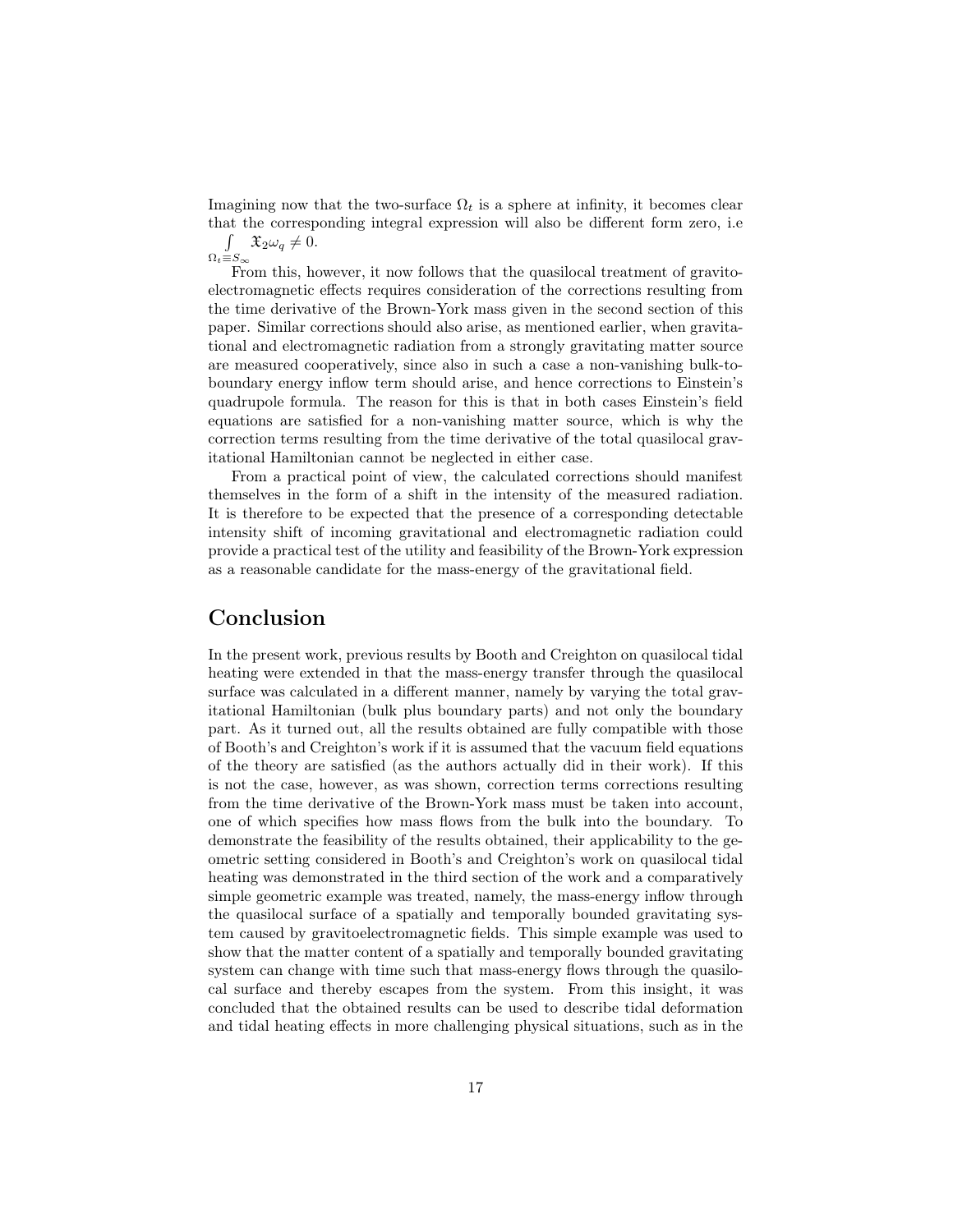Imagining now that the two-surface $\Omega_t$ is a sphere at infinity, it becomes clear that the corresponding integral expression will also be different form zero, i.e $\int_{\Omega_t \equiv S_\infty} \mathfrak{X}_2 \omega_q \neq 0$.

From this, however, it now follows that the quasilocal treatment of gravitoelectromagnetic effects requires consideration of the corrections resulting from the time derivative of the Brown-York mass given in the second section of this paper. Similar corrections should also arise, as mentioned earlier, when gravitational and electromagnetic radiation from a strongly gravitating matter source are measured cooperatively, since also in such a case a non-vanishing bulk-to-boundary energy inflow term should arise, and hence corrections to Einstein's quadrupole formula. The reason for this is that in both cases Einstein's field equations are satisfied for a non-vanishing matter source, which is why the correction terms resulting from the time derivative of the total quasilocal gravitational Hamiltonian cannot be neglected in either case.

From a practical point of view, the calculated corrections should manifest themselves in the form of a shift in the intensity of the measured radiation. It is therefore to be expected that the presence of a corresponding detectable intensity shift of incoming gravitational and electromagnetic radiation could provide a practical test of the utility and feasibility of the Brown-York expression as a reasonable candidate for the mass-energy of the gravitational field.

## Conclusion

In the present work, previous results by Booth and Creighton on quasilocal tidal heating were extended in that the mass-energy transfer through the quasilocal surface was calculated in a different manner, namely by varying the total gravitational Hamiltonian (bulk plus boundary parts) and not only the boundary part. As it turned out, all the results obtained are fully compatible with those of Booth's and Creighton's work if it is assumed that the vacuum field equations of the theory are satisfied (as the authors actually did in their work). If this is not the case, however, as was shown, correction terms corrections resulting from the time derivative of the Brown-York mass must be taken into account, one of which specifies how mass flows from the bulk into the boundary. To demonstrate the feasibility of the results obtained, their applicability to the geometric setting considered in Booth's and Creighton's work on quasilocal tidal heating was demonstrated in the third section of the work and a comparatively simple geometric example was treated, namely, the mass-energy inflow through the quasilocal surface of a spatially and temporally bounded gravitating system caused by gravitoelectromagnetic fields. This simple example was used to show that the matter content of a spatially and temporally bounded gravitating system can change with time such that mass-energy flows through the quasilocal surface and thereby escapes from the system. From this insight, it was concluded that the obtained results can be used to describe tidal deformation and tidal heating effects in more challenging physical situations, such as in the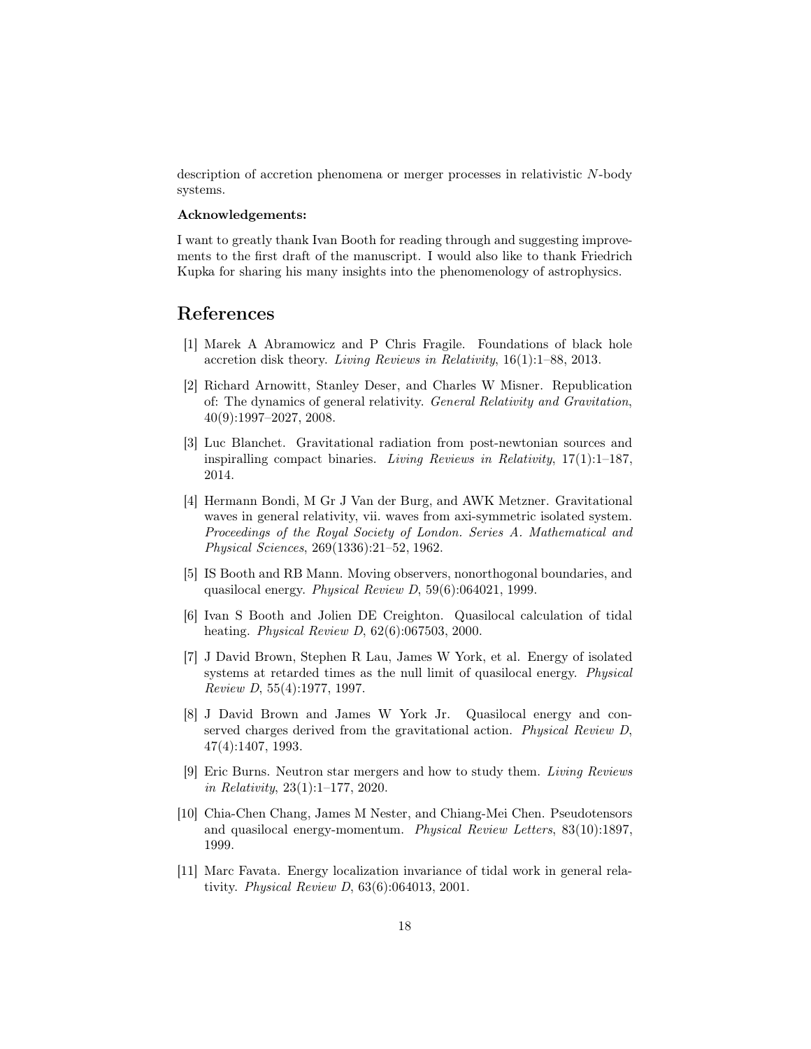description of accretion phenomena or merger processes in relativistic $N$-body systems.

**Acknowledgements:**

I want to greatly thank Ivan Booth for reading through and suggesting improvements to the first draft of the manuscript. I would also like to thank Friedrich Kupka for sharing his many insights into the phenomenology of astrophysics.

# References

[1] Marek A Abramowicz and P Chris Fragile. Foundations of black hole accretion disk theory. *Living Reviews in Relativity*, 16(1):1–88, 2013.

[2] Richard Arnowitt, Stanley Deser, and Charles W Misner. Republication of: The dynamics of general relativity. *General Relativity and Gravitation*, 40(9):1997–2027, 2008.

[3] Luc Blanchet. Gravitational radiation from post-newtonian sources and inspiralling compact binaries. *Living Reviews in Relativity*, 17(1):1–187, 2014.

[4] Hermann Bondi, M Gr J Van der Burg, and AWK Metzner. Gravitational waves in general relativity, vii. waves from axi-symmetric isolated system. *Proceedings of the Royal Society of London. Series A. Mathematical and Physical Sciences*, 269(1336):21–52, 1962.

[5] IS Booth and RB Mann. Moving observers, nonorthogonal boundaries, and quasilocal energy. *Physical Review D*, 59(6):064021, 1999.

[6] Ivan S Booth and Jolien DE Creighton. Quasilocal calculation of tidal heating. *Physical Review D*, 62(6):067503, 2000.

[7] J David Brown, Stephen R Lau, James W York, et al. Energy of isolated systems at retarded times as the null limit of quasilocal energy. *Physical Review D*, 55(4):1977, 1997.

[8] J David Brown and James W York Jr. Quasilocal energy and conserved charges derived from the gravitational action. *Physical Review D*, 47(4):1407, 1993.

[9] Eric Burns. Neutron star mergers and how to study them. *Living Reviews in Relativity*, 23(1):1–177, 2020.

[10] Chia-Chen Chang, James M Nester, and Chiang-Mei Chen. Pseudotensors and quasilocal energy-momentum. *Physical Review Letters*, 83(10):1897, 1999.

[11] Marc Favata. Energy localization invariance of tidal work in general relativity. *Physical Review D*, 63(6):064013, 2001.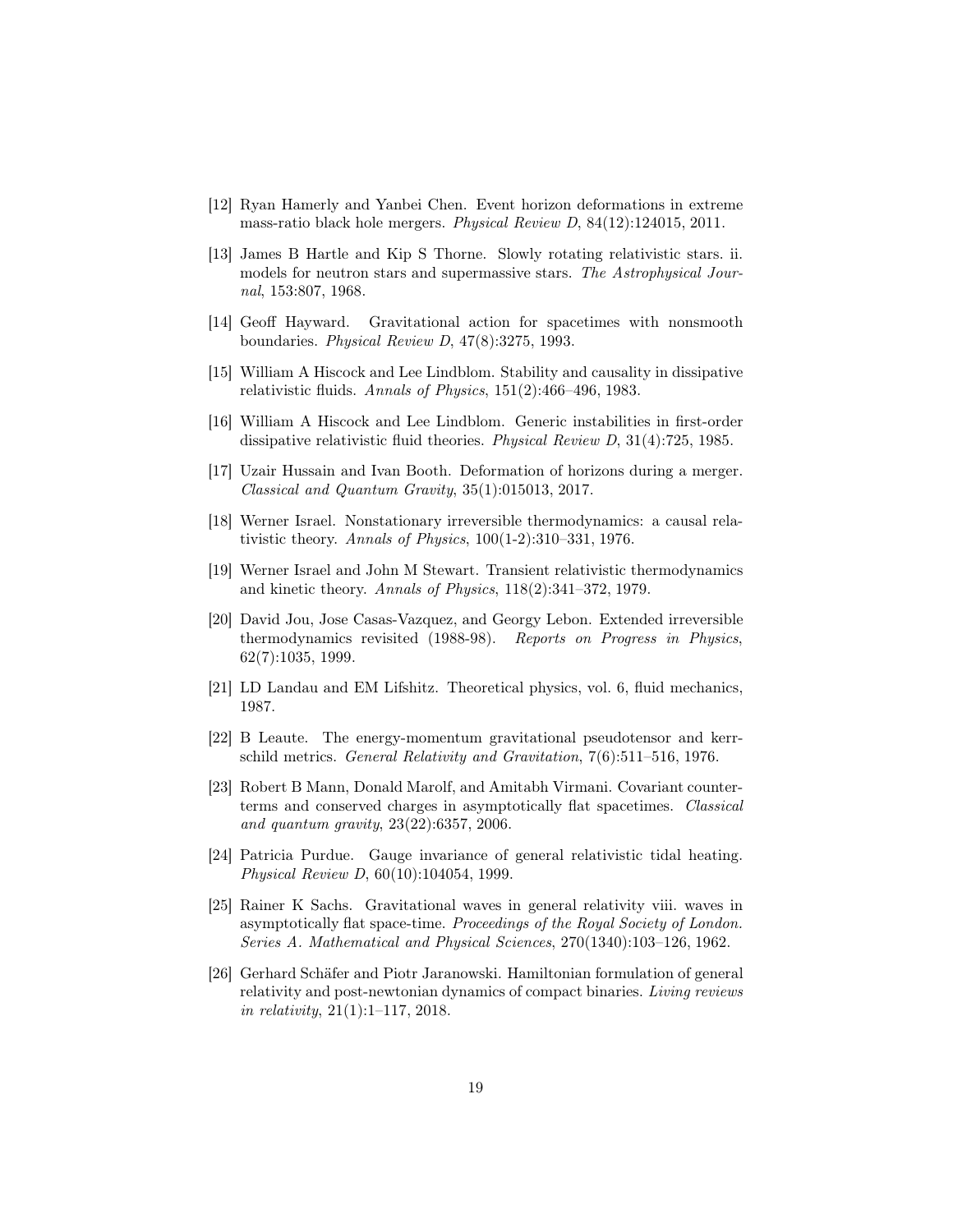[12] Ryan Hamerly and Yanbei Chen. Event horizon deformations in extreme mass-ratio black hole mergers. *Physical Review D*, 84(12):124015, 2011.

[13] James B Hartle and Kip S Thorne. Slowly rotating relativistic stars. ii. models for neutron stars and supermassive stars. *The Astrophysical Journal*, 153:807, 1968.

[14] Geoff Hayward. Gravitational action for spacetimes with nonsmooth boundaries. *Physical Review D*, 47(8):3275, 1993.

[15] William A Hiscock and Lee Lindblom. Stability and causality in dissipative relativistic fluids. *Annals of Physics*, 151(2):466–496, 1983.

[16] William A Hiscock and Lee Lindblom. Generic instabilities in first-order dissipative relativistic fluid theories. *Physical Review D*, 31(4):725, 1985.

[17] Uzair Hussain and Ivan Booth. Deformation of horizons during a merger. *Classical and Quantum Gravity*, 35(1):015013, 2017.

[18] Werner Israel. Nonstationary irreversible thermodynamics: a causal relativistic theory. *Annals of Physics*, 100(1-2):310–331, 1976.

[19] Werner Israel and John M Stewart. Transient relativistic thermodynamics and kinetic theory. *Annals of Physics*, 118(2):341–372, 1979.

[20] David Jou, Jose Casas-Vazquez, and Georgy Lebon. Extended irreversible thermodynamics revisited (1988-98). *Reports on Progress in Physics*, 62(7):1035, 1999.

[21] LD Landau and EM Lifshitz. Theoretical physics, vol. 6, fluid mechanics, 1987.

[22] B Leaute. The energy-momentum gravitational pseudotensor and kerr-schild metrics. *General Relativity and Gravitation*, 7(6):511–516, 1976.

[23] Robert B Mann, Donald Marolf, and Amitabh Virmani. Covariant counterterms and conserved charges in asymptotically flat spacetimes. *Classical and quantum gravity*, 23(22):6357, 2006.

[24] Patricia Purdue. Gauge invariance of general relativistic tidal heating. *Physical Review D*, 60(10):104054, 1999.

[25] Rainer K Sachs. Gravitational waves in general relativity viii. waves in asymptotically flat space-time. *Proceedings of the Royal Society of London. Series A. Mathematical and Physical Sciences*, 270(1340):103–126, 1962.

[26] Gerhard Schäfer and Piotr Jaranowski. Hamiltonian formulation of general relativity and post-newtonian dynamics of compact binaries. *Living reviews in relativity*, 21(1):1–117, 2018.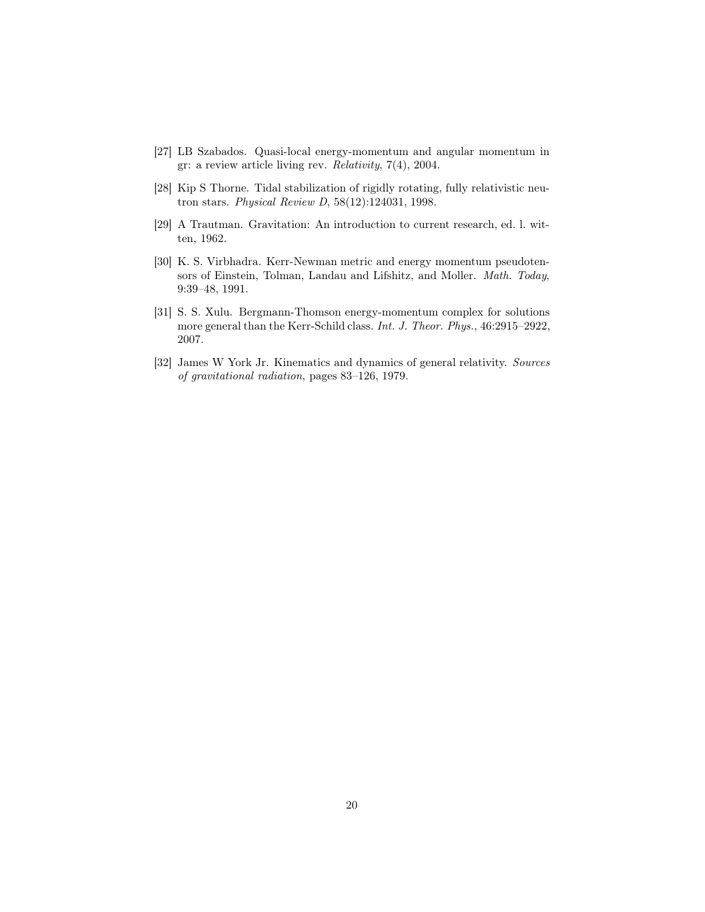[27] LB Szabados. Quasi-local energy-momentum and angular momentum in gr: a review article living rev. *Relativity*, 7(4), 2004.

[28] Kip S Thorne. Tidal stabilization of rigidly rotating, fully relativistic neutron stars. *Physical Review D*, 58(12):124031, 1998.

[29] A Trautman. Gravitation: An introduction to current research, ed. l. witten, 1962.

[30] K. S. Virbhadra. Kerr-Newman metric and energy momentum pseudotensors of Einstein, Tolman, Landau and Lifshitz, and Moller. *Math. Today*, 9:39–48, 1991.

[31] S. S. Xulu. Bergmann-Thomson energy-momentum complex for solutions more general than the Kerr-Schild class. *Int. J. Theor. Phys.*, 46:2915–2922, 2007.

[32] James W York Jr. Kinematics and dynamics of general relativity. *Sources of gravitational radiation*, pages 83–126, 1979.